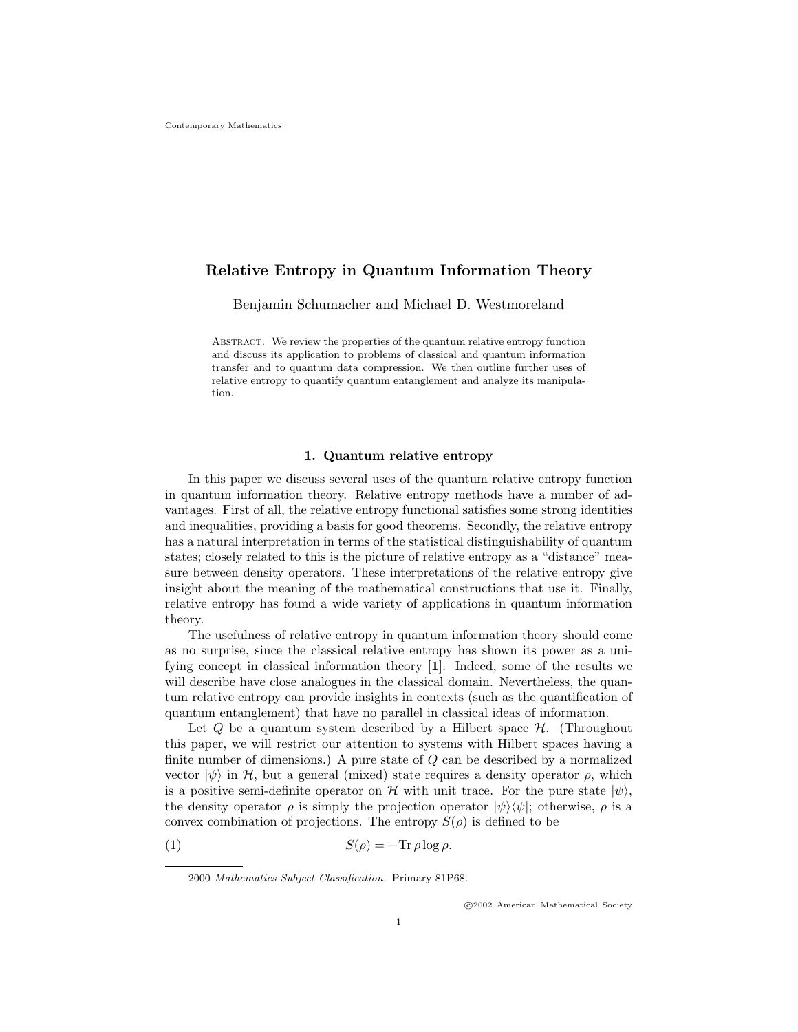Contemporary Mathematics

# Relative Entropy in Quantum Information Theory

Benjamin Schumacher and Michael D. Westmoreland

Abstract. We review the properties of the quantum relative entropy function and discuss its application to problems of classical and quantum information transfer and to quantum data compression. We then outline further uses of relative entropy to quantify quantum entanglement and analyze its manipulation.

## 1. Quantum relative entropy

In this paper we discuss several uses of the quantum relative entropy function in quantum information theory. Relative entropy methods have a number of advantages. First of all, the relative entropy functional satisfies some strong identities and inequalities, providing a basis for good theorems. Secondly, the relative entropy has a natural interpretation in terms of the statistical distinguishability of quantum states; closely related to this is the picture of relative entropy as a "distance" measure between density operators. These interpretations of the relative entropy give insight about the meaning of the mathematical constructions that use it. Finally, relative entropy has found a wide variety of applications in quantum information theory.

The usefulness of relative entropy in quantum information theory should come as no surprise, since the classical relative entropy has shown its power as a unifying concept in classical information theory [**1**]. Indeed, some of the results we will describe have close analogues in the classical domain. Nevertheless, the quantum relative entropy can provide insights in contexts (such as the quantification of quantum entanglement) that have no parallel in classical ideas of information.

Let $Q$ be a quantum system described by a Hilbert space $\mathcal{H}$. (Throughout this paper, we will restrict our attention to systems with Hilbert spaces having a finite number of dimensions.) A pure state of $Q$ can be described by a normalized vector $|\psi\rangle$ in $\mathcal{H}$, but a general (mixed) state requires a density operator $\rho$, which is a positive semi-definite operator on $\mathcal{H}$ with unit trace. For the pure state $|\psi\rangle$, the density operator $\rho$ is simply the projection operator $|\psi\rangle\langle\psi|$; otherwise, $\rho$ is a convex combination of projections. The entropy $S(\rho)$ is defined to be

$$S(\rho) = -\mathrm{Tr}\,\rho \log \rho. \tag{1}$$

2000 *Mathematics Subject Classification.* Primary 81P68.

©2002 American Mathematical Society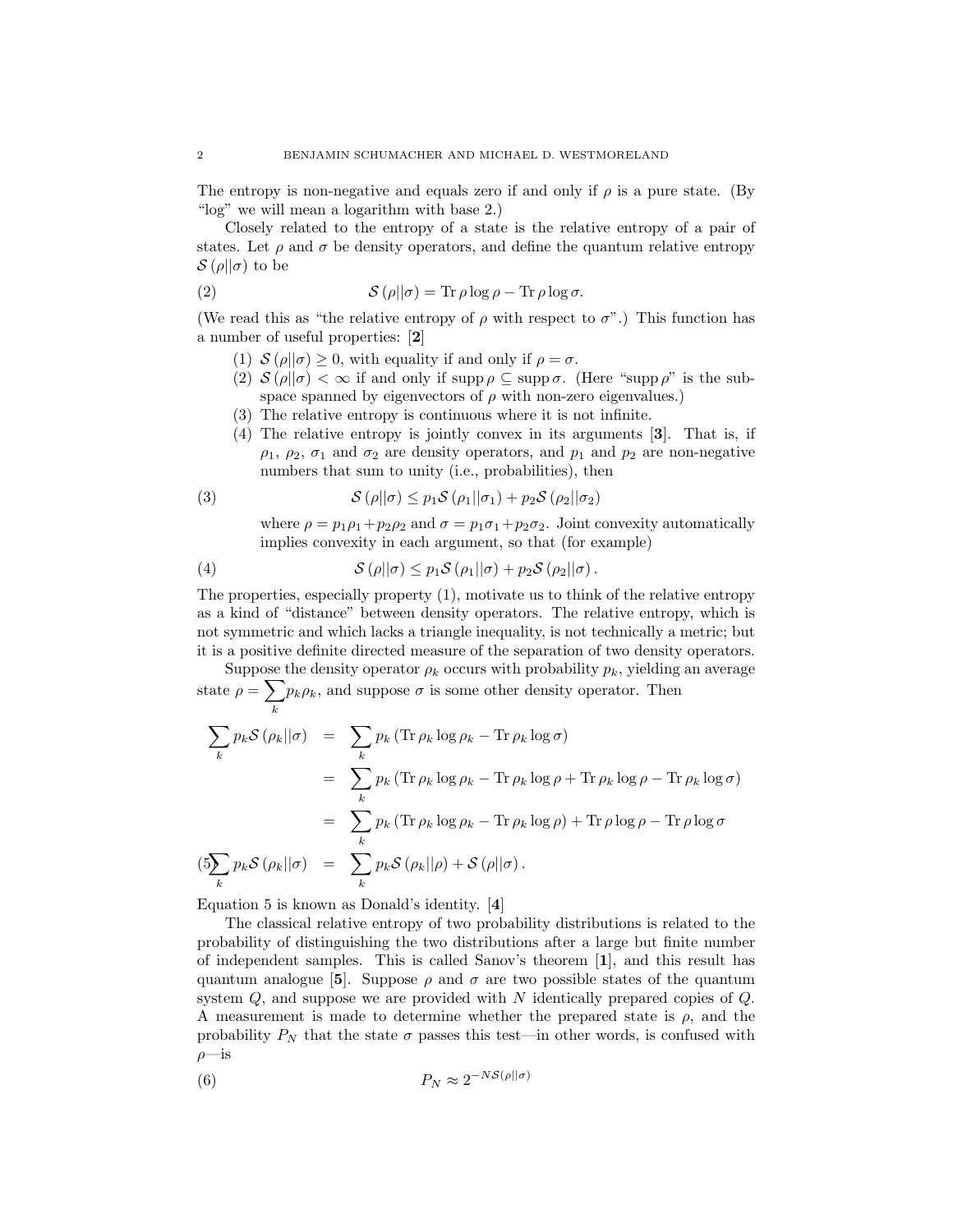The entropy is non-negative and equals zero if and only if $\rho$ is a pure state. (By "log" we will mean a logarithm with base 2.)

Closely related to the entropy of a state is the relative entropy of a pair of states. Let $\rho$ and $\sigma$ be density operators, and define the quantum relative entropy $\mathcal{S}(\rho||\sigma)$ to be

$$\mathcal{S}(\rho||\sigma) = \operatorname{Tr} \rho \log \rho - \operatorname{Tr} \rho \log \sigma. \tag{2}$$

(We read this as "the relative entropy of $\rho$ with respect to $\sigma$".) This function has a number of useful properties: [2]

1. $\mathcal{S}(\rho||\sigma) \geq 0$, with equality if and only if $\rho = \sigma$.
2. $\mathcal{S}(\rho||\sigma) < \infty$ if and only if $\operatorname{supp} \rho \subseteq \operatorname{supp} \sigma$. (Here "$\operatorname{supp} \rho$" is the subspace spanned by eigenvectors of $\rho$ with non-zero eigenvalues.)
3. The relative entropy is continuous where it is not infinite.
4. The relative entropy is jointly convex in its arguments [3]. That is, if $\rho_1$, $\rho_2$, $\sigma_1$ and $\sigma_2$ are density operators, and $p_1$ and $p_2$ are non-negative numbers that sum to unity (i.e., probabilities), then

$$\mathcal{S}(\rho||\sigma) \leq p_1 \mathcal{S}(\rho_1||\sigma_1) + p_2 \mathcal{S}(\rho_2||\sigma_2) \tag{3}$$

where $\rho = p_1\rho_1 + p_2\rho_2$ and $\sigma = p_1\sigma_1 + p_2\sigma_2$. Joint convexity automatically implies convexity in each argument, so that (for example)

$$\mathcal{S}(\rho||\sigma) \leq p_1 \mathcal{S}(\rho_1||\sigma) + p_2 \mathcal{S}(\rho_2||\sigma). \tag{4}$$

The properties, especially property (1), motivate us to think of the relative entropy as a kind of "distance" between density operators. The relative entropy, which is not symmetric and which lacks a triangle inequality, is not technically a metric; but it is a positive definite directed measure of the separation of two density operators.

Suppose the density operator $\rho_k$ occurs with probability $p_k$, yielding an average state $\rho = \sum_k p_k \rho_k$, and suppose $\sigma$ is some other density operator. Then

$$\begin{aligned}
\sum_k p_k \mathcal{S}(\rho_k||\sigma) &= \sum_k p_k \left( \operatorname{Tr} \rho_k \log \rho_k - \operatorname{Tr} \rho_k \log \sigma \right) \\
&= \sum_k p_k \left( \operatorname{Tr} \rho_k \log \rho_k - \operatorname{Tr} \rho_k \log \rho + \operatorname{Tr} \rho_k \log \rho - \operatorname{Tr} \rho_k \log \sigma \right) \\
&= \sum_k p_k \left( \operatorname{Tr} \rho_k \log \rho_k - \operatorname{Tr} \rho_k \log \rho \right) + \operatorname{Tr} \rho \log \rho - \operatorname{Tr} \rho \log \sigma \\
\sum_k p_k \mathcal{S}(\rho_k||\sigma) &= \sum_k p_k \mathcal{S}(\rho_k||\rho) + \mathcal{S}(\rho||\sigma).
\end{aligned} \tag{5}$$

Equation 5 is known as Donald's identity. [4]

The classical relative entropy of two probability distributions is related to the probability of distinguishing the two distributions after a large but finite number of independent samples. This is called Sanov's theorem [1], and this result has quantum analogue [5]. Suppose $\rho$ and $\sigma$ are two possible states of the quantum system $Q$, and suppose we are provided with $N$ identically prepared copies of $Q$. A measurement is made to determine whether the prepared state is $\rho$, and the probability $P_N$ that the state $\sigma$ passes this test—in other words, is confused with $\rho$—is

$$P_N \approx 2^{-N\mathcal{S}(\rho||\sigma)} \tag{6}$$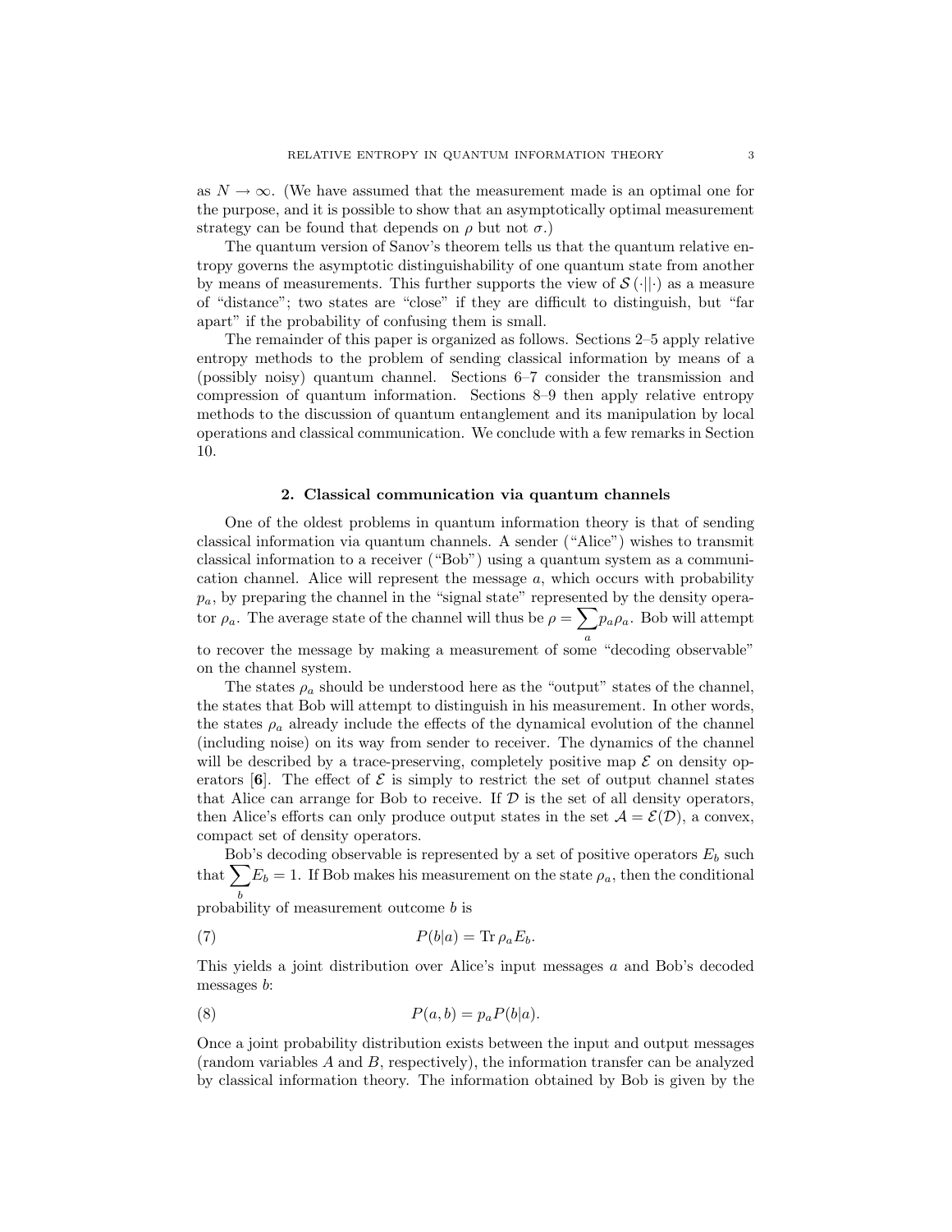as $N \to \infty$. (We have assumed that the measurement made is an optimal one for the purpose, and it is possible to show that an asymptotically optimal measurement strategy can be found that depends on $\rho$ but not $\sigma$.)

The quantum version of Sanov's theorem tells us that the quantum relative entropy governs the asymptotic distinguishability of one quantum state from another by means of measurements. This further supports the view of $\mathcal{S}(\cdot||\cdot)$ as a measure of "distance"; two states are "close" if they are difficult to distinguish, but "far apart" if the probability of confusing them is small.

The remainder of this paper is organized as follows. Sections 2–5 apply relative entropy methods to the problem of sending classical information by means of a (possibly noisy) quantum channel. Sections 6–7 consider the transmission and compression of quantum information. Sections 8–9 then apply relative entropy methods to the discussion of quantum entanglement and its manipulation by local operations and classical communication. We conclude with a few remarks in Section 10.

## 2. Classical communication via quantum channels

One of the oldest problems in quantum information theory is that of sending classical information via quantum channels. A sender ("Alice") wishes to transmit classical information to a receiver ("Bob") using a quantum system as a communication channel. Alice will represent the message $a$, which occurs with probability $p_a$, by preparing the channel in the "signal state" represented by the density operator $\rho_a$. The average state of the channel will thus be $\rho = \sum_a p_a \rho_a$. Bob will attempt to recover the message by making a measurement of some "decoding observable" on the channel system.

The states $\rho_a$ should be understood here as the "output" states of the channel, the states that Bob will attempt to distinguish in his measurement. In other words, the states $\rho_a$ already include the effects of the dynamical evolution of the channel (including noise) on its way from sender to receiver. The dynamics of the channel will be described by a trace-preserving, completely positive map $\mathcal{E}$ on density operators [**6**]. The effect of $\mathcal{E}$ is simply to restrict the set of output channel states that Alice can arrange for Bob to receive. If $\mathcal{D}$ is the set of all density operators, then Alice's efforts can only produce output states in the set $\mathcal{A} = \mathcal{E}(\mathcal{D})$, a convex, compact set of density operators.

Bob's decoding observable is represented by a set of positive operators $E_b$ such that $\sum_b E_b = 1$. If Bob makes his measurement on the state $\rho_a$, then the conditional probability of measurement outcome $b$ is

$$P(b|a) = \operatorname{Tr} \rho_a E_b. \tag{7}$$

This yields a joint distribution over Alice's input messages $a$ and Bob's decoded messages $b$:

$$P(a, b) = p_a P(b|a). \tag{8}$$

Once a joint probability distribution exists between the input and output messages (random variables $A$ and $B$, respectively), the information transfer can be analyzed by classical information theory. The information obtained by Bob is given by the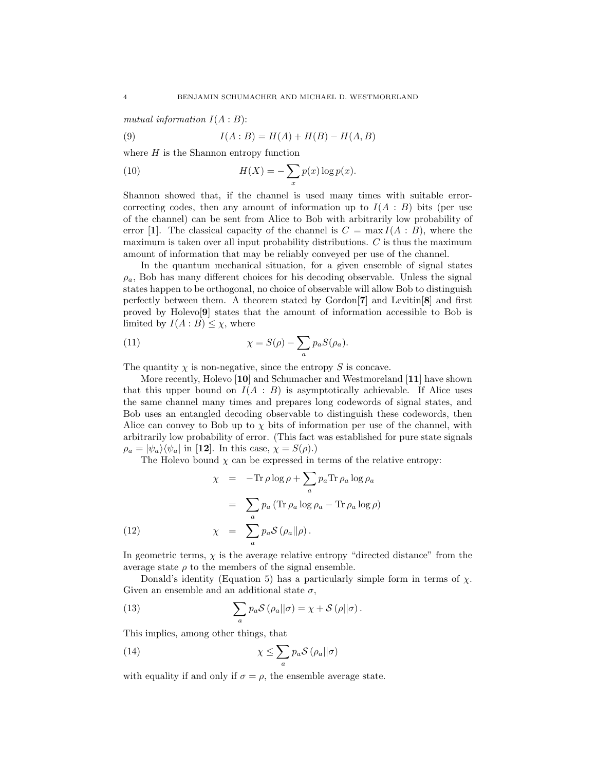*mutual information* $I(A:B)$:

$$I(A:B) = H(A) + H(B) - H(A,B) \tag{9}$$

where $H$ is the Shannon entropy function

$$H(X) = -\sum_x p(x)\log p(x). \tag{10}$$

Shannon showed that, if the channel is used many times with suitable error-correcting codes, then any amount of information up to $I(A:B)$ bits (per use of the channel) can be sent from Alice to Bob with arbitrarily low probability of error [**1**]. The classical capacity of the channel is $C = \max I(A:B)$, where the maximum is taken over all input probability distributions. $C$ is thus the maximum amount of information that may be reliably conveyed per use of the channel.

In the quantum mechanical situation, for a given ensemble of signal states $\rho_a$, Bob has many different choices for his decoding observable. Unless the signal states happen to be orthogonal, no choice of observable will allow Bob to distinguish perfectly between them. A theorem stated by Gordon[**7**] and Levitin[**8**] and first proved by Holevo[**9**] states that the amount of information accessible to Bob is limited by $I(A:B) \leq \chi$, where

$$\chi = S(\rho) - \sum_a p_a S(\rho_a). \tag{11}$$

The quantity $\chi$ is non-negative, since the entropy $S$ is concave.

More recently, Holevo [**10**] and Schumacher and Westmoreland [**11**] have shown that this upper bound on $I(A:B)$ is asymptotically achievable. If Alice uses the same channel many times and prepares long codewords of signal states, and Bob uses an entangled decoding observable to distinguish these codewords, then Alice can convey to Bob up to $\chi$ bits of information per use of the channel, with arbitrarily low probability of error. (This fact was established for pure state signals $\rho_a = |\psi_a\rangle\langle\psi_a|$ in [**12**]. In this case, $\chi = S(\rho)$.)

The Holevo bound $\chi$ can be expressed in terms of the relative entropy:

$$\begin{aligned}
\chi &= -\mathrm{Tr}\,\rho\log\rho + \sum_a p_a \mathrm{Tr}\,\rho_a\log\rho_a \\
&= \sum_a p_a\left(\mathrm{Tr}\,\rho_a\log\rho_a - \mathrm{Tr}\,\rho_a\log\rho\right) \\
\chi &= \sum_a p_a \mathcal{S}\left(\rho_a||\rho\right).
\end{aligned} \tag{12}$$

In geometric terms, $\chi$ is the average relative entropy "directed distance" from the average state $\rho$ to the members of the signal ensemble.

Donald's identity (Equation 5) has a particularly simple form in terms of $\chi$. Given an ensemble and an additional state $\sigma$,

$$\sum_a p_a \mathcal{S}\left(\rho_a||\sigma\right) = \chi + \mathcal{S}\left(\rho||\sigma\right). \tag{13}$$

This implies, among other things, that

$$\chi \leq \sum_a p_a \mathcal{S}\left(\rho_a||\sigma\right) \tag{14}$$

with equality if and only if $\sigma = \rho$, the ensemble average state.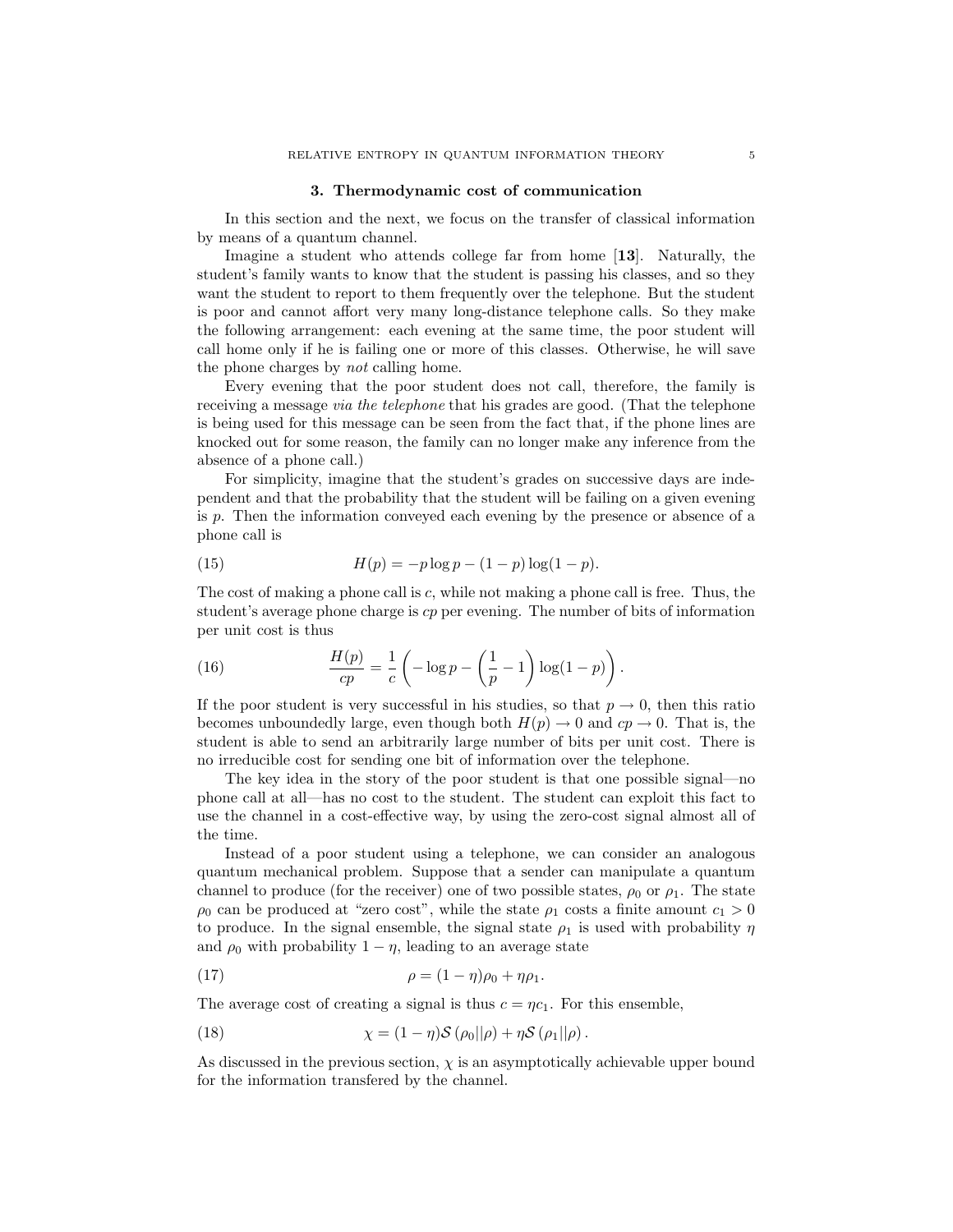## 3. Thermodynamic cost of communication

In this section and the next, we focus on the transfer of classical information by means of a quantum channel.

Imagine a student who attends college far from home [**13**]. Naturally, the student's family wants to know that the student is passing his classes, and so they want the student to report to them frequently over the telephone. But the student is poor and cannot affort very many long-distance telephone calls. So they make the following arrangement: each evening at the same time, the poor student will call home only if he is failing one or more of this classes. Otherwise, he will save the phone charges by *not* calling home.

Every evening that the poor student does not call, therefore, the family is receiving a message *via the telephone* that his grades are good. (That the telephone is being used for this message can be seen from the fact that, if the phone lines are knocked out for some reason, the family can no longer make any inference from the absence of a phone call.)

For simplicity, imagine that the student's grades on successive days are independent and that the probability that the student will be failing on a given evening is $p$. Then the information conveyed each evening by the presence or absence of a phone call is

$$H(p) = -p \log p - (1-p)\log(1-p). \tag{15}$$

The cost of making a phone call is $c$, while not making a phone call is free. Thus, the student's average phone charge is $cp$ per evening. The number of bits of information per unit cost is thus

$$\frac{H(p)}{cp} = \frac{1}{c}\left(-\log p - \left(\frac{1}{p} - 1\right)\log(1-p)\right). \tag{16}$$

If the poor student is very successful in his studies, so that $p \to 0$, then this ratio becomes unboundedly large, even though both $H(p) \to 0$ and $cp \to 0$. That is, the student is able to send an arbitrarily large number of bits per unit cost. There is no irreducible cost for sending one bit of information over the telephone.

The key idea in the story of the poor student is that one possible signal—no phone call at all—has no cost to the student. The student can exploit this fact to use the channel in a cost-effective way, by using the zero-cost signal almost all of the time.

Instead of a poor student using a telephone, we can consider an analogous quantum mechanical problem. Suppose that a sender can manipulate a quantum channel to produce (for the receiver) one of two possible states, $\rho_0$ or $\rho_1$. The state $\rho_0$ can be produced at "zero cost", while the state $\rho_1$ costs a finite amount $c_1 > 0$ to produce. In the signal ensemble, the signal state $\rho_1$ is used with probability $\eta$ and $\rho_0$ with probability $1-\eta$, leading to an average state

$$\rho = (1-\eta)\rho_0 + \eta\rho_1. \tag{17}$$

The average cost of creating a signal is thus $c = \eta c_1$. For this ensemble,

$$\chi = (1-\eta)\mathcal{S}\left(\rho_0||\rho\right) + \eta\mathcal{S}\left(\rho_1||\rho\right). \tag{18}$$

As discussed in the previous section, $\chi$ is an asymptotically achievable upper bound for the information transfered by the channel.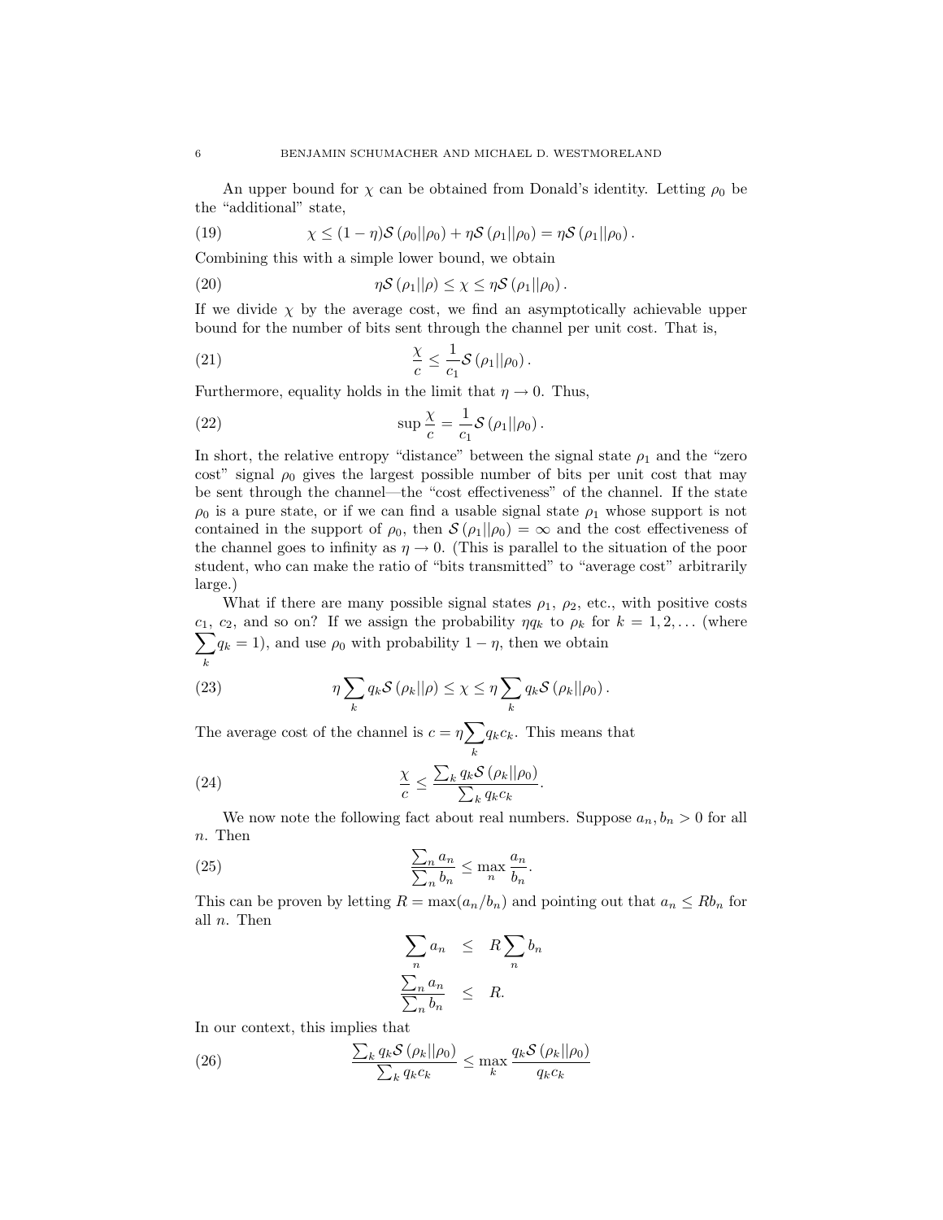An upper bound for $\chi$ can be obtained from Donald's identity. Letting $\rho_0$ be the "additional" state,

$$\chi \leq (1-\eta)\mathcal{S}\left(\rho_0||\rho_0\right) + \eta\mathcal{S}\left(\rho_1||\rho_0\right) = \eta\mathcal{S}\left(\rho_1||\rho_0\right). \tag{19}$$

Combining this with a simple lower bound, we obtain

$$\eta\mathcal{S}\left(\rho_1||\rho\right) \leq \chi \leq \eta\mathcal{S}\left(\rho_1||\rho_0\right). \tag{20}$$

If we divide $\chi$ by the average cost, we find an asymptotically achievable upper bound for the number of bits sent through the channel per unit cost. That is,

$$\frac{\chi}{c} \leq \frac{1}{c_1}\mathcal{S}\left(\rho_1||\rho_0\right). \tag{21}$$

Furthermore, equality holds in the limit that $\eta \to 0$. Thus,

$$\sup \frac{\chi}{c} = \frac{1}{c_1}\mathcal{S}\left(\rho_1||\rho_0\right). \tag{22}$$

In short, the relative entropy "distance" between the signal state $\rho_1$ and the "zero cost" signal $\rho_0$ gives the largest possible number of bits per unit cost that may be sent through the channel—the "cost effectiveness" of the channel. If the state $\rho_0$ is a pure state, or if we can find a usable signal state $\rho_1$ whose support is not contained in the support of $\rho_0$, then $\mathcal{S}\left(\rho_1||\rho_0\right) = \infty$ and the cost effectiveness of the channel goes to infinity as $\eta \to 0$. (This is parallel to the situation of the poor student, who can make the ratio of "bits transmitted" to "average cost" arbitrarily large.)

What if there are many possible signal states $\rho_1$, $\rho_2$, etc., with positive costs $c_1$, $c_2$, and so on? If we assign the probability $\eta q_k$ to $\rho_k$ for $k = 1, 2, \ldots$ (where $\sum_k q_k = 1$), and use $\rho_0$ with probability $1-\eta$, then we obtain

$$\eta \sum_k q_k \mathcal{S}\left(\rho_k||\rho\right) \leq \chi \leq \eta \sum_k q_k \mathcal{S}\left(\rho_k||\rho_0\right). \tag{23}$$

The average cost of the channel is $c = \eta \sum_k q_k c_k$. This means that

$$\frac{\chi}{c} \leq \frac{\sum_k q_k \mathcal{S}\left(\rho_k||\rho_0\right)}{\sum_k q_k c_k}. \tag{24}$$

We now note the following fact about real numbers. Suppose $a_n, b_n > 0$ for all $n$. Then

$$\frac{\sum_n a_n}{\sum_n b_n} \leq \max_n \frac{a_n}{b_n}. \tag{25}$$

This can be proven by letting $R = \max(a_n/b_n)$ and pointing out that $a_n \leq R b_n$ for all $n$. Then

$$\begin{aligned}
\sum_n a_n &\leq R \sum_n b_n \\
\frac{\sum_n a_n}{\sum_n b_n} &\leq R.
\end{aligned}$$

In our context, this implies that

$$\frac{\sum_k q_k \mathcal{S}\left(\rho_k||\rho_0\right)}{\sum_k q_k c_k} \leq \max_k \frac{q_k \mathcal{S}\left(\rho_k||\rho_0\right)}{q_k c_k} \tag{26}$$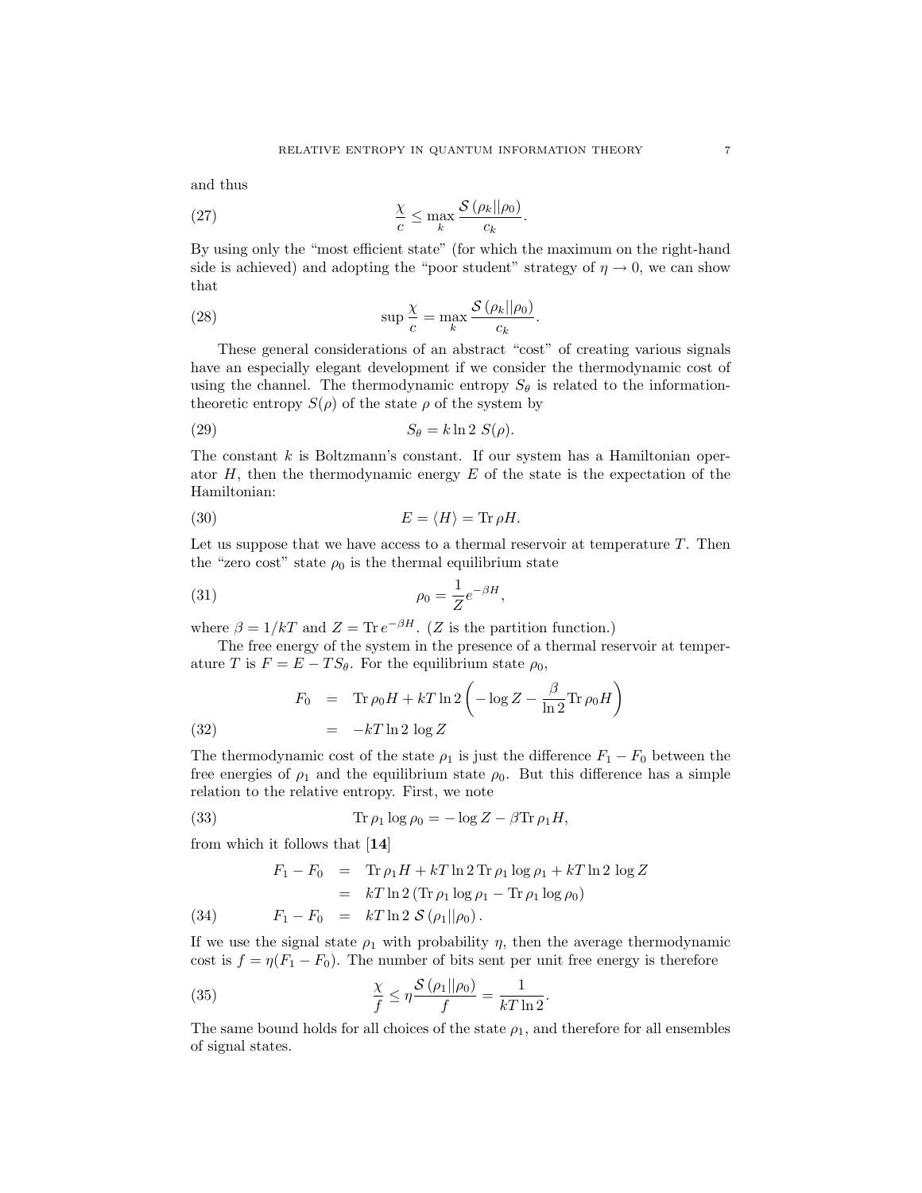and thus

$$\frac{\chi}{c} \leq \max_k \frac{\mathcal{S}\left(\rho_k || \rho_0\right)}{c_k}. \tag{27}$$

By using only the "most efficient state" (for which the maximum on the right-hand side is achieved) and adopting the "poor student" strategy of $\eta \to 0$, we can show that

$$\sup \frac{\chi}{c} = \max_k \frac{\mathcal{S}\left(\rho_k || \rho_0\right)}{c_k}. \tag{28}$$

These general considerations of an abstract "cost" of creating various signals have an especially elegant development if we consider the thermodynamic cost of using the channel. The thermodynamic entropy $S_\theta$ is related to the information-theoretic entropy $S(\rho)$ of the state $\rho$ of the system by

$$S_\theta = k \ln 2 \; S(\rho). \tag{29}$$

The constant $k$ is Boltzmann's constant. If our system has a Hamiltonian operator $H$, then the thermodynamic energy $E$ of the state is the expectation of the Hamiltonian:

$$E = \langle H \rangle = \mathrm{Tr}\, \rho H. \tag{30}$$

Let us suppose that we have access to a thermal reservoir at temperature $T$. Then the "zero cost" state $\rho_0$ is the thermal equilibrium state

$$\rho_0 = \frac{1}{Z} e^{-\beta H}, \tag{31}$$

where $\beta = 1/kT$ and $Z = \mathrm{Tr}\, e^{-\beta H}$. ($Z$ is the partition function.)

The free energy of the system in the presence of a thermal reservoir at temperature $T$ is $F = E - TS_\theta$. For the equilibrium state $\rho_0$,

$$\begin{aligned} F_0 &= \mathrm{Tr}\, \rho_0 H + kT \ln 2 \left( -\log Z - \frac{\beta}{\ln 2} \mathrm{Tr}\, \rho_0 H \right) \\ &= -kT \ln 2 \, \log Z \end{aligned} \tag{32}$$

The thermodynamic cost of the state $\rho_1$ is just the difference $F_1 - F_0$ between the free energies of $\rho_1$ and the equilibrium state $\rho_0$. But this difference has a simple relation to the relative entropy. First, we note

$$\mathrm{Tr}\, \rho_1 \log \rho_0 = -\log Z - \beta \mathrm{Tr}\, \rho_1 H, \tag{33}$$

from which it follows that [**14**]

$$\begin{aligned} F_1 - F_0 &= \mathrm{Tr}\, \rho_1 H + kT \ln 2 \, \mathrm{Tr}\, \rho_1 \log \rho_1 + kT \ln 2 \, \log Z \\ &= kT \ln 2 \left( \mathrm{Tr}\, \rho_1 \log \rho_1 - \mathrm{Tr}\, \rho_1 \log \rho_0 \right) \\ F_1 - F_0 &= kT \ln 2 \; \mathcal{S}\left(\rho_1 || \rho_0\right). \end{aligned} \tag{34}$$

If we use the signal state $\rho_1$ with probability $\eta$, then the average thermodynamic cost is $f = \eta(F_1 - F_0)$. The number of bits sent per unit free energy is therefore

$$\frac{\chi}{f} \leq \eta \frac{\mathcal{S}\left(\rho_1 || \rho_0\right)}{f} = \frac{1}{kT \ln 2}. \tag{35}$$

The same bound holds for all choices of the state $\rho_1$, and therefore for all ensembles of signal states.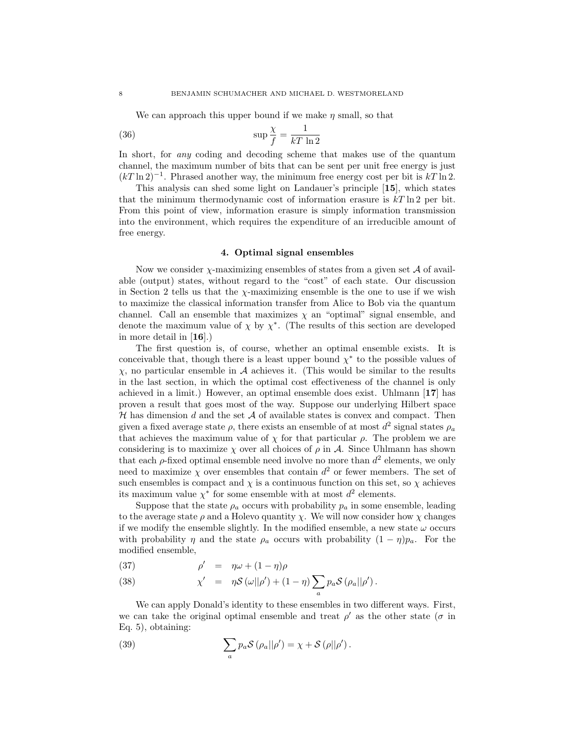We can approach this upper bound if we make $\eta$ small, so that

$$\sup \frac{\chi}{f} = \frac{1}{kT \ln 2} \tag{36}$$

In short, for *any* coding and decoding scheme that makes use of the quantum channel, the maximum number of bits that can be sent per unit free energy is just $(kT \ln 2)^{-1}$. Phrased another way, the minimum free energy cost per bit is $kT \ln 2$.

This analysis can shed some light on Landauer's principle [**15**], which states that the minimum thermodynamic cost of information erasure is $kT \ln 2$ per bit. From this point of view, information erasure is simply information transmission into the environment, which requires the expenditure of an irreducible amount of free energy.

## 4. Optimal signal ensembles

Now we consider $\chi$-maximizing ensembles of states from a given set $\mathcal{A}$ of available (output) states, without regard to the "cost" of each state. Our discussion in Section 2 tells us that the $\chi$-maximizing ensemble is the one to use if we wish to maximize the classical information transfer from Alice to Bob via the quantum channel. Call an ensemble that maximizes $\chi$ an "optimal" signal ensemble, and denote the maximum value of $\chi$ by $\chi^*$. (The results of this section are developed in more detail in [**16**].)

The first question is, of course, whether an optimal ensemble exists. It is conceivable that, though there is a least upper bound $\chi^*$ to the possible values of $\chi$, no particular ensemble in $\mathcal{A}$ achieves it. (This would be similar to the results in the last section, in which the optimal cost effectiveness of the channel is only achieved in a limit.) However, an optimal ensemble does exist. Uhlmann [**17**] has proven a result that goes most of the way. Suppose our underlying Hilbert space $\mathcal{H}$ has dimension $d$ and the set $\mathcal{A}$ of available states is convex and compact. Then given a fixed average state $\rho$, there exists an ensemble of at most $d^2$ signal states $\rho_a$ that achieves the maximum value of $\chi$ for that particular $\rho$. The problem we are considering is to maximize $\chi$ over all choices of $\rho$ in $\mathcal{A}$. Since Uhlmann has shown that each $\rho$-fixed optimal ensemble need involve no more than $d^2$ elements, we only need to maximize $\chi$ over ensembles that contain $d^2$ or fewer members. The set of such ensembles is compact and $\chi$ is a continuous function on this set, so $\chi$ achieves its maximum value $\chi^*$ for some ensemble with at most $d^2$ elements.

Suppose that the state $\rho_a$ occurs with probability $p_a$ in some ensemble, leading to the average state $\rho$ and a Holevo quantity $\chi$. We will now consider how $\chi$ changes if we modify the ensemble slightly. In the modified ensemble, a new state $\omega$ occurs with probability $\eta$ and the state $\rho_a$ occurs with probability $(1-\eta)p_a$. For the modified ensemble,

$$\rho' = \eta\omega + (1-\eta)\rho \tag{37}$$

$$\chi' = \eta \mathcal{S}(\omega||\rho') + (1-\eta)\sum_a p_a \mathcal{S}(\rho_a||\rho'). \tag{38}$$

We can apply Donald's identity to these ensembles in two different ways. First, we can take the original optimal ensemble and treat $\rho'$ as the other state ($\sigma$ in Eq. 5), obtaining:

$$\sum_a p_a \mathcal{S}(\rho_a||\rho') = \chi + \mathcal{S}(\rho||\rho'). \tag{39}$$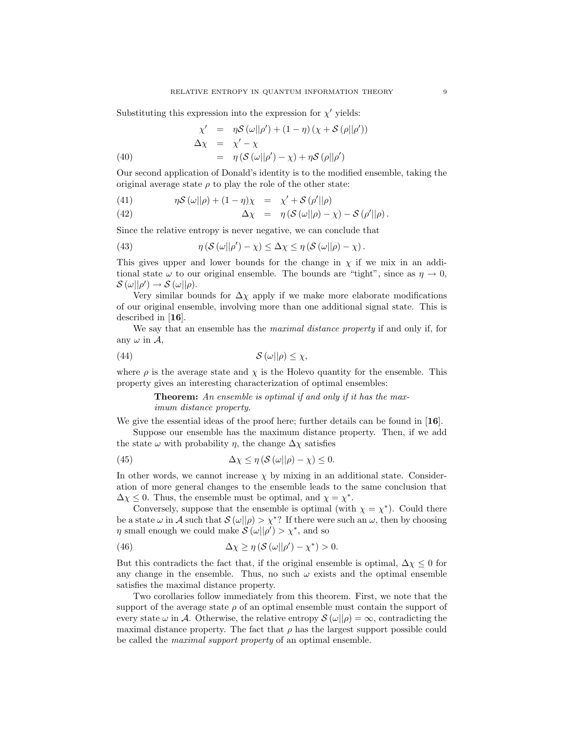Substituting this expression into the expression for $\chi'$ yields:

$$
\begin{aligned}
\chi' &= \eta \mathcal{S}(\omega||\rho') + (1-\eta)(\chi + \mathcal{S}(\rho||\rho')) \\
\Delta\chi &= \chi' - \chi \\
&= \eta(\mathcal{S}(\omega||\rho') - \chi) + \eta \mathcal{S}(\rho||\rho') \qquad (40)
\end{aligned}
$$

Our second application of Donald's identity is to the modified ensemble, taking the original average state $\rho$ to play the role of the other state:

$$
\eta \mathcal{S}(\omega||\rho) + (1-\eta)\chi = \chi' + \mathcal{S}(\rho'||\rho) \qquad (41)
$$

$$
\Delta\chi = \eta(\mathcal{S}(\omega||\rho) - \chi) - \mathcal{S}(\rho'||\rho). \qquad (42)
$$

Since the relative entropy is never negative, we can conclude that

$$
\eta(\mathcal{S}(\omega||\rho') - \chi) \leq \Delta\chi \leq \eta(\mathcal{S}(\omega||\rho) - \chi). \qquad (43)
$$

This gives upper and lower bounds for the change in $\chi$ if we mix in an additional state $\omega$ to our original ensemble. The bounds are "tight", since as $\eta \to 0$, $\mathcal{S}(\omega||\rho') \to \mathcal{S}(\omega||\rho)$.

Very similar bounds for $\Delta\chi$ apply if we make more elaborate modifications of our original ensemble, involving more than one additional signal state. This is described in [**16**].

We say that an ensemble has the *maximal distance property* if and only if, for any $\omega$ in $\mathcal{A}$,

$$
\mathcal{S}(\omega||\rho) \leq \chi, \qquad (44)
$$

where $\rho$ is the average state and $\chi$ is the Holevo quantity for the ensemble. This property gives an interesting characterization of optimal ensembles:

> **Theorem:** *An ensemble is optimal if and only if it has the maximum distance property.*

We give the essential ideas of the proof here; further details can be found in [**16**].

Suppose our ensemble has the maximum distance property. Then, if we add the state $\omega$ with probability $\eta$, the change $\Delta\chi$ satisfies

$$
\Delta\chi \leq \eta(\mathcal{S}(\omega||\rho) - \chi) \leq 0. \qquad (45)
$$

In other words, we cannot increase $\chi$ by mixing in an additional state. Consideration of more general changes to the ensemble leads to the same conclusion that $\Delta\chi \leq 0$. Thus, the ensemble must be optimal, and $\chi = \chi^*$.

Conversely, suppose that the ensemble is optimal (with $\chi = \chi^*$). Could there be a state $\omega$ in $\mathcal{A}$ such that $\mathcal{S}(\omega||\rho) > \chi^*$? If there were such an $\omega$, then by choosing $\eta$ small enough we could make $\mathcal{S}(\omega||\rho') > \chi^*$, and so

$$
\Delta\chi \geq \eta(\mathcal{S}(\omega||\rho') - \chi^*) > 0. \qquad (46)
$$

But this contradicts the fact that, if the original ensemble is optimal, $\Delta\chi \leq 0$ for any change in the ensemble. Thus, no such $\omega$ exists and the optimal ensemble satisfies the maximal distance property.

Two corollaries follow immediately from this theorem. First, we note that the support of the average state $\rho$ of an optimal ensemble must contain the support of every state $\omega$ in $\mathcal{A}$. Otherwise, the relative entropy $\mathcal{S}(\omega||\rho) = \infty$, contradicting the maximal distance property. The fact that $\rho$ has the largest support possible could be called the *maximal support property* of an optimal ensemble.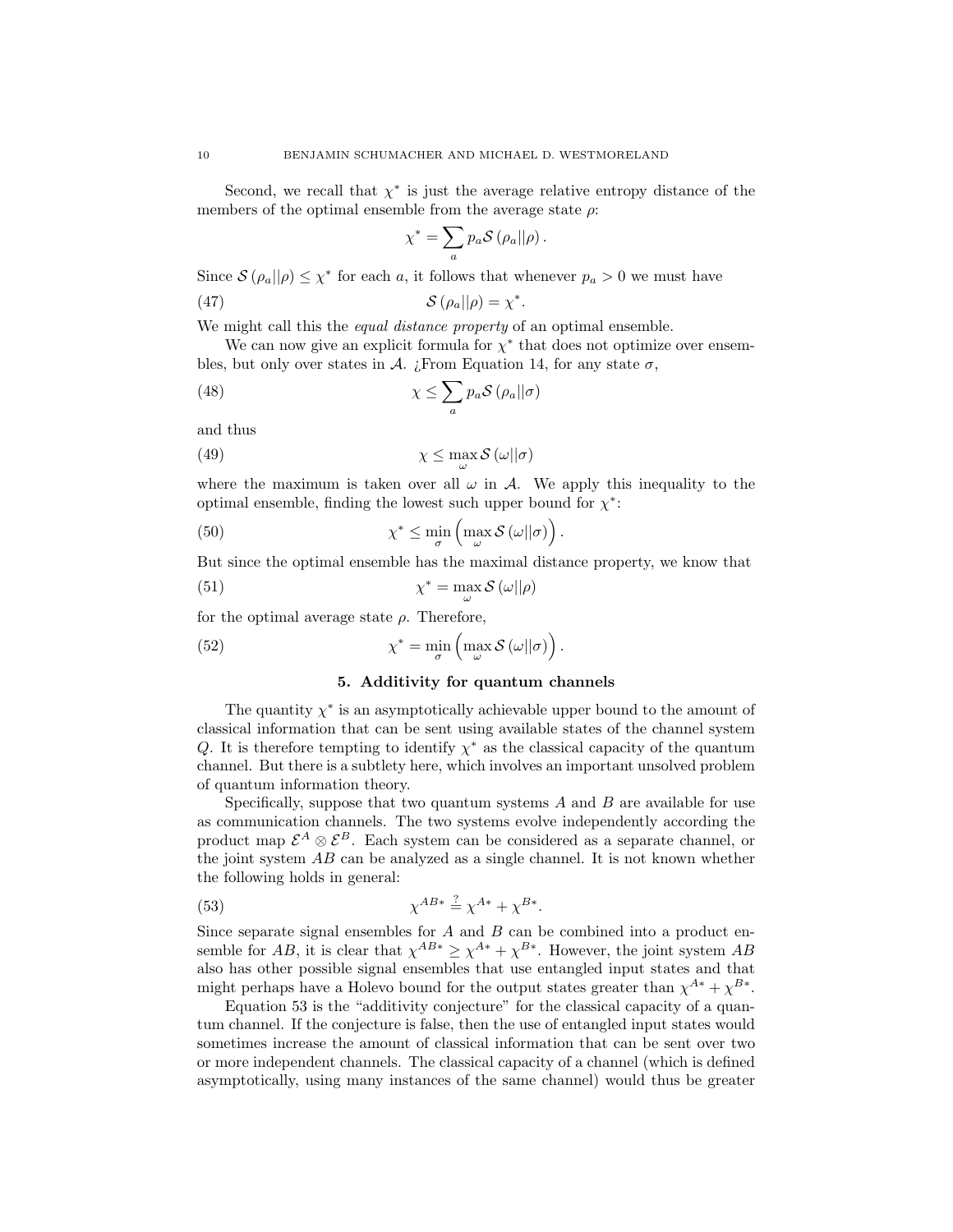Second, we recall that $\chi^*$ is just the average relative entropy distance of the members of the optimal ensemble from the average state $\rho$:

$$\chi^* = \sum_a p_a \mathcal{S}\left(\rho_a || \rho\right).$$

Since $\mathcal{S}\left(\rho_a||\rho\right) \leq \chi^*$ for each $a$, it follows that whenever $p_a > 0$ we must have

$$\mathcal{S}\left(\rho_a||\rho\right) = \chi^*. \tag{47}$$

We might call this the *equal distance property* of an optimal ensemble.

We can now give an explicit formula for $\chi^*$ that does not optimize over ensembles, but only over states in $\mathcal{A}$. ¿From Equation 14, for any state $\sigma$,

$$\chi \leq \sum_a p_a \mathcal{S}\left(\rho_a||\sigma\right) \tag{48}$$

and thus

$$\chi \leq \max_\omega \mathcal{S}\left(\omega||\sigma\right) \tag{49}$$

where the maximum is taken over all $\omega$ in $\mathcal{A}$. We apply this inequality to the optimal ensemble, finding the lowest such upper bound for $\chi^*$:

$$\chi^* \leq \min_\sigma \left( \max_\omega \mathcal{S}\left(\omega||\sigma\right) \right). \tag{50}$$

But since the optimal ensemble has the maximal distance property, we know that

$$\chi^* = \max_\omega \mathcal{S}\left(\omega||\rho\right) \tag{51}$$

for the optimal average state $\rho$. Therefore,

$$\chi^* = \min_\sigma \left( \max_\omega \mathcal{S}\left(\omega||\sigma\right) \right). \tag{52}$$

## 5. Additivity for quantum channels

The quantity $\chi^*$ is an asymptotically achievable upper bound to the amount of classical information that can be sent using available states of the channel system $Q$. It is therefore tempting to identify $\chi^*$ as the classical capacity of the quantum channel. But there is a subtlety here, which involves an important unsolved problem of quantum information theory.

Specifically, suppose that two quantum systems $A$ and $B$ are available for use as communication channels. The two systems evolve independently according the product map $\mathcal{E}^A \otimes \mathcal{E}^B$. Each system can be considered as a separate channel, or the joint system $AB$ can be analyzed as a single channel. It is not known whether the following holds in general:

$$\chi^{AB*} \stackrel{?}{=} \chi^{A*} + \chi^{B*}. \tag{53}$$

Since separate signal ensembles for $A$ and $B$ can be combined into a product ensemble for $AB$, it is clear that $\chi^{AB*} \geq \chi^{A*} + \chi^{B*}$. However, the joint system $AB$ also has other possible signal ensembles that use entangled input states and that might perhaps have a Holevo bound for the output states greater than $\chi^{A*} + \chi^{B*}$.

Equation 53 is the "additivity conjecture" for the classical capacity of a quantum channel. If the conjecture is false, then the use of entangled input states would sometimes increase the amount of classical information that can be sent over two or more independent channels. The classical capacity of a channel (which is defined asymptotically, using many instances of the same channel) would thus be greater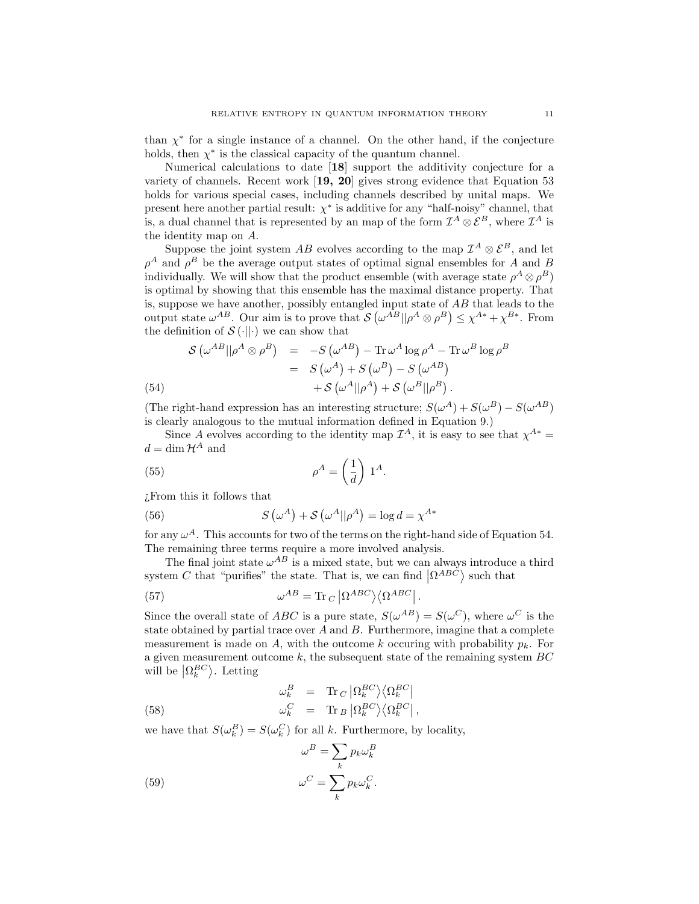than $\chi^*$ for a single instance of a channel. On the other hand, if the conjecture holds, then $\chi^*$ is the classical capacity of the quantum channel.

Numerical calculations to date [**18**] support the additivity conjecture for a variety of channels. Recent work [**19, 20**] gives strong evidence that Equation 53 holds for various special cases, including channels described by unital maps. We present here another partial result: $\chi^*$ is additive for any "half-noisy" channel, that is, a dual channel that is represented by an map of the form $\mathcal{I}^A \otimes \mathcal{E}^B$, where $\mathcal{I}^A$ is the identity map on $A$.

Suppose the joint system $AB$ evolves according to the map $\mathcal{I}^A \otimes \mathcal{E}^B$, and let $\rho^A$ and $\rho^B$ be the average output states of optimal signal ensembles for $A$ and $B$ individually. We will show that the product ensemble (with average state $\rho^A \otimes \rho^B$) is optimal by showing that this ensemble has the maximal distance property. That is, suppose we have another, possibly entangled input state of $AB$ that leads to the output state $\omega^{AB}$. Our aim is to prove that $\mathcal{S}\left(\omega^{AB}||\rho^A \otimes \rho^B\right) \leq \chi^{A*} + \chi^{B*}$. From the definition of $\mathcal{S}\left(\cdot||\cdot\right)$ we can show that

$$
\begin{aligned}
\mathcal{S}\left(\omega^{AB}||\rho^A \otimes \rho^B\right) &= -S\left(\omega^{AB}\right) - \operatorname{Tr}\omega^A \log \rho^A - \operatorname{Tr}\omega^B \log \rho^B \\
&= S\left(\omega^A\right) + S\left(\omega^B\right) - S\left(\omega^{AB}\right) \\
&\quad + \mathcal{S}\left(\omega^A||\rho^A\right) + \mathcal{S}\left(\omega^B||\rho^B\right). \qquad (54)
\end{aligned}
$$

(The right-hand expression has an interesting structure; $S(\omega^A) + S(\omega^B) - S(\omega^{AB})$ is clearly analogous to the mutual information defined in Equation 9.)

Since $A$ evolves according to the identity map $\mathcal{I}^A$, it is easy to see that $\chi^{A*} = d = \dim \mathcal{H}^A$ and

$$
\rho^A = \left(\frac{1}{d}\right) 1^A. \qquad (55)
$$

¿From this it follows that

$$
S\left(\omega^A\right) + \mathcal{S}\left(\omega^A||\rho^A\right) = \log d = \chi^{A*} \qquad (56)
$$

for any $\omega^A$. This accounts for two of the terms on the right-hand side of Equation 54. The remaining three terms require a more involved analysis.

The final joint state $\omega^{AB}$ is a mixed state, but we can always introduce a third system $C$ that "purifies" the state. That is, we can find $\left|\Omega^{ABC}\right\rangle$ such that

$$
\omega^{AB} = \operatorname{Tr}_C \left|\Omega^{ABC}\right\rangle\left\langle\Omega^{ABC}\right|. \qquad (57)
$$

Since the overall state of $ABC$ is a pure state, $S(\omega^{AB}) = S(\omega^C)$, where $\omega^C$ is the state obtained by partial trace over $A$ and $B$. Furthermore, imagine that a complete measurement is made on $A$, with the outcome $k$ occuring with probability $p_k$. For a given measurement outcome $k$, the subsequent state of the remaining system $BC$ will be $\left|\Omega_k^{BC}\right\rangle$. Letting

$$
\begin{aligned}
\omega_k^B &= \operatorname{Tr}_C \left|\Omega_k^{BC}\right\rangle\left\langle\Omega_k^{BC}\right| \\
\omega_k^C &= \operatorname{Tr}_B \left|\Omega_k^{BC}\right\rangle\left\langle\Omega_k^{BC}\right|, \qquad (58)
\end{aligned}
$$

we have that $S(\omega_k^B) = S(\omega_k^C)$ for all $k$. Furthermore, by locality,

$$
\begin{aligned}
\omega^B &= \sum_k p_k \omega_k^B \\
\omega^C &= \sum_k p_k \omega_k^C. \qquad (59)
\end{aligned}
$$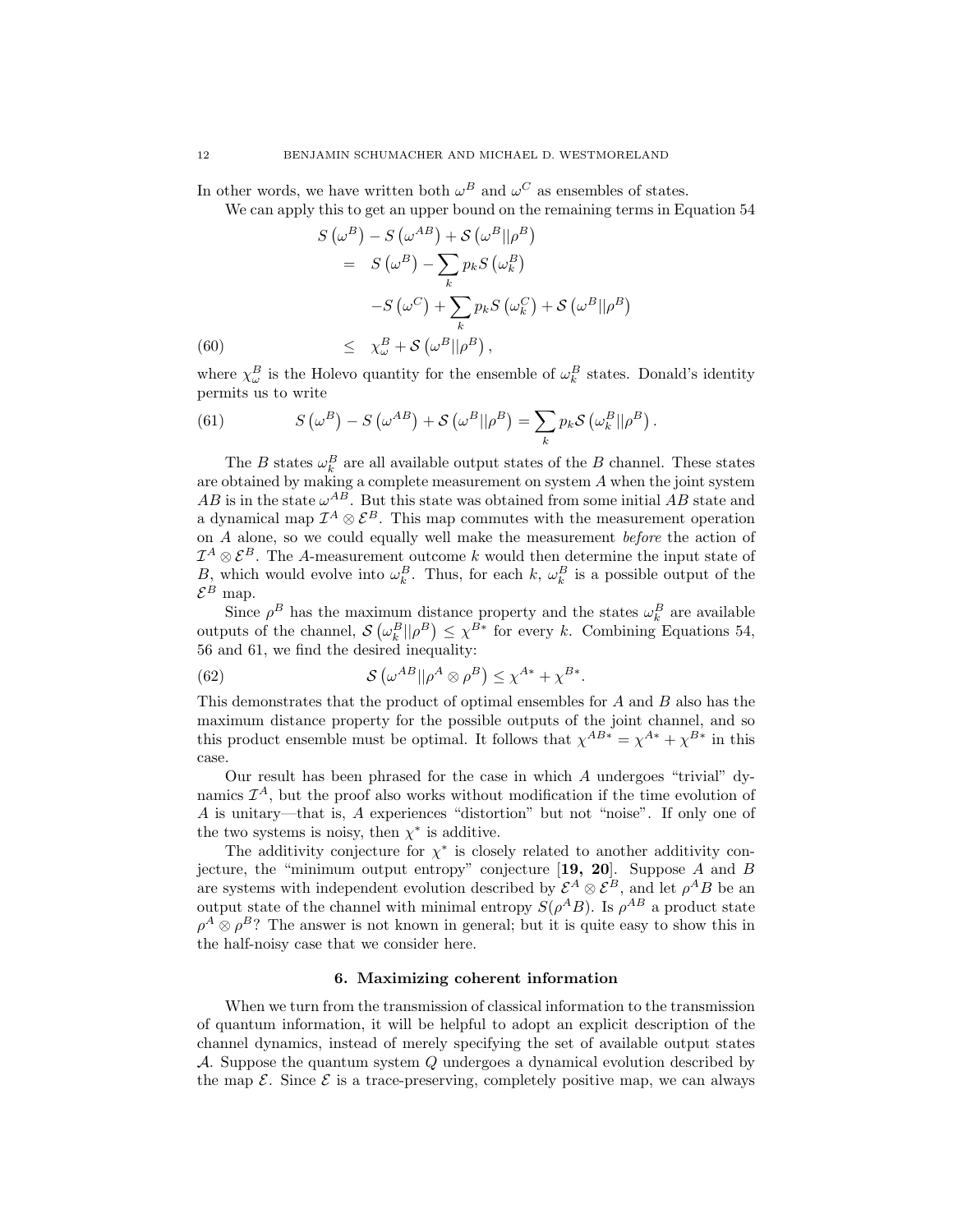In other words, we have written both $\omega^B$ and $\omega^C$ as ensembles of states.

We can apply this to get an upper bound on the remaining terms in Equation 54

$$
\begin{aligned}
S\left(\omega^B\right) - S\left(\omega^{AB}\right) + \mathcal{S}\left(\omega^B||\rho^B\right) \\
&= S\left(\omega^B\right) - \sum_k p_k S\left(\omega_k^B\right) \\
&\quad - S\left(\omega^C\right) + \sum_k p_k S\left(\omega_k^C\right) + \mathcal{S}\left(\omega^B||\rho^B\right) \\
&\leq \chi_\omega^B + \mathcal{S}\left(\omega^B||\rho^B\right),
\end{aligned}
\tag{60}
$$

where $\chi_\omega^B$ is the Holevo quantity for the ensemble of $\omega_k^B$ states. Donald's identity permits us to write

$$
S\left(\omega^B\right) - S\left(\omega^{AB}\right) + \mathcal{S}\left(\omega^B||\rho^B\right) = \sum_k p_k \mathcal{S}\left(\omega_k^B||\rho^B\right). \tag{61}
$$

The $B$ states $\omega_k^B$ are all available output states of the $B$ channel. These states are obtained by making a complete measurement on system $A$ when the joint system $AB$ is in the state $\omega^{AB}$. But this state was obtained from some initial $AB$ state and a dynamical map $\mathcal{I}^A \otimes \mathcal{E}^B$. This map commutes with the measurement operation on $A$ alone, so we could equally well make the measurement *before* the action of $\mathcal{I}^A \otimes \mathcal{E}^B$. The $A$-measurement outcome $k$ would then determine the input state of $B$, which would evolve into $\omega_k^B$. Thus, for each $k$, $\omega_k^B$ is a possible output of the $\mathcal{E}^B$ map.

Since $\rho^B$ has the maximum distance property and the states $\omega_k^B$ are available outputs of the channel, $\mathcal{S}\left(\omega_k^B||\rho^B\right) \leq \chi^{B*}$ for every $k$. Combining Equations 54, 56 and 61, we find the desired inequality:

$$
\mathcal{S}\left(\omega^{AB}||\rho^A \otimes \rho^B\right) \leq \chi^{A*} + \chi^{B*}. \tag{62}
$$

This demonstrates that the product of optimal ensembles for $A$ and $B$ also has the maximum distance property for the possible outputs of the joint channel, and so this product ensemble must be optimal. It follows that $\chi^{AB*} = \chi^{A*} + \chi^{B*}$ in this case.

Our result has been phrased for the case in which $A$ undergoes "trivial" dynamics $\mathcal{I}^A$, but the proof also works without modification if the time evolution of $A$ is unitary—that is, $A$ experiences "distortion" but not "noise". If only one of the two systems is noisy, then $\chi^*$ is additive.

The additivity conjecture for $\chi^*$ is closely related to another additivity conjecture, the "minimum output entropy" conjecture [**19, 20**]. Suppose $A$ and $B$ are systems with independent evolution described by $\mathcal{E}^A \otimes \mathcal{E}^B$, and let $\rho^A B$ be an output state of the channel with minimal entropy $S(\rho^A B)$. Is $\rho^{AB}$ a product state $\rho^A \otimes \rho^B$? The answer is not known in general; but it is quite easy to show this in the half-noisy case that we consider here.

## 6. Maximizing coherent information

When we turn from the transmission of classical information to the transmission of quantum information, it will be helpful to adopt an explicit description of the channel dynamics, instead of merely specifying the set of available output states $\mathcal{A}$. Suppose the quantum system $Q$ undergoes a dynamical evolution described by the map $\mathcal{E}$. Since $\mathcal{E}$ is a trace-preserving, completely positive map, we can always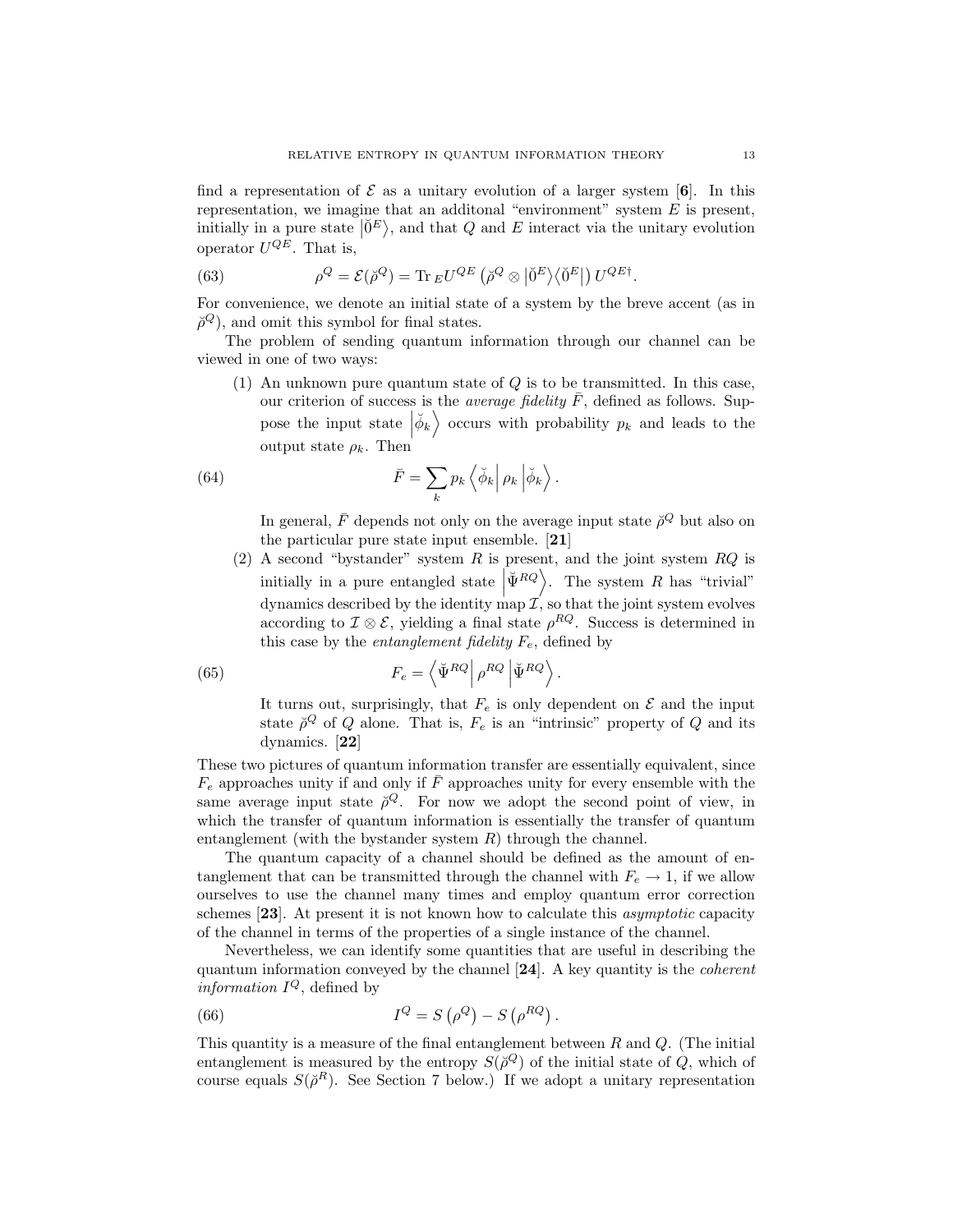find a representation of $\mathcal{E}$ as a unitary evolution of a larger system [**6**]. In this representation, we imagine that an additonal "environment" system $E$ is present, initially in a pure state $\left|\breve{0}^E\right\rangle$, and that $Q$ and $E$ interact via the unitary evolution operator $U^{QE}$. That is,

$$\rho^Q = \mathcal{E}(\breve{\rho}^Q) = \mathrm{Tr}_E U^{QE}\left(\breve{\rho}^Q \otimes \left|\breve{0}^E\right\rangle\!\left\langle\breve{0}^E\right|\right) U^{QE\dagger}. \tag{63}$$

For convenience, we denote an initial state of a system by the breve accent (as in $\breve{\rho}^Q$), and omit this symbol for final states.

The problem of sending quantum information through our channel can be viewed in one of two ways:

(1) An unknown pure quantum state of $Q$ is to be transmitted. In this case, our criterion of success is the *average fidelity* $\bar{F}$, defined as follows. Suppose the input state $\left|\breve{\phi}_k\right\rangle$ occurs with probability $p_k$ and leads to the output state $\rho_k$. Then

$$\bar{F} = \sum_k p_k \left\langle \breve{\phi}_k \right| \rho_k \left| \breve{\phi}_k \right\rangle . \tag{64}$$

In general, $\bar{F}$ depends not only on the average input state $\breve{\rho}^Q$ but also on the particular pure state input ensemble. [**21**]

(2) A second "bystander" system $R$ is present, and the joint system $RQ$ is initially in a pure entangled state $\left|\breve{\Psi}^{RQ}\right\rangle$. The system $R$ has "trivial" dynamics described by the identity map $\mathcal{I}$, so that the joint system evolves according to $\mathcal{I} \otimes \mathcal{E}$, yielding a final state $\rho^{RQ}$. Success is determined in this case by the *entanglement fidelity* $F_e$, defined by

$$F_e = \left\langle \breve{\Psi}^{RQ} \right| \rho^{RQ} \left| \breve{\Psi}^{RQ} \right\rangle . \tag{65}$$

It turns out, surprisingly, that $F_e$ is only dependent on $\mathcal{E}$ and the input state $\breve{\rho}^Q$ of $Q$ alone. That is, $F_e$ is an "intrinsic" property of $Q$ and its dynamics. [**22**]

These two pictures of quantum information transfer are essentially equivalent, since $F_e$ approaches unity if and only if $\bar{F}$ approaches unity for every ensemble with the same average input state $\breve{\rho}^Q$. For now we adopt the second point of view, in which the transfer of quantum information is essentially the transfer of quantum entanglement (with the bystander system $R$) through the channel.

The quantum capacity of a channel should be defined as the amount of entanglement that can be transmitted through the channel with $F_e \to 1$, if we allow ourselves to use the channel many times and employ quantum error correction schemes [**23**]. At present it is not known how to calculate this *asymptotic* capacity of the channel in terms of the properties of a single instance of the channel.

Nevertheless, we can identify some quantities that are useful in describing the quantum information conveyed by the channel [**24**]. A key quantity is the *coherent information* $I^Q$, defined by

$$I^Q = S\left(\rho^Q\right) - S\left(\rho^{RQ}\right). \tag{66}$$

This quantity is a measure of the final entanglement between $R$ and $Q$. (The initial entanglement is measured by the entropy $S(\breve{\rho}^Q)$ of the initial state of $Q$, which of course equals $S(\breve{\rho}^R)$. See Section 7 below.) If we adopt a unitary representation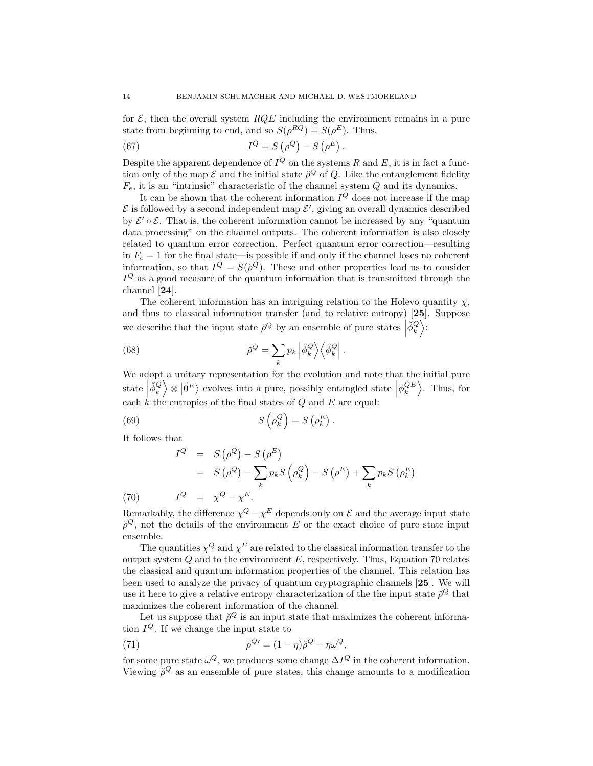for $\mathcal{E}$, then the overall system $RQE$ including the environment remains in a pure state from beginning to end, and so $S(\rho^{RQ}) = S(\rho^E)$. Thus,

$$I^Q = S\left(\rho^Q\right) - S\left(\rho^E\right). \tag{67}$$

Despite the apparent dependence of $I^Q$ on the systems $R$ and $E$, it is in fact a function only of the map $\mathcal{E}$ and the initial state $\breve{\rho}^Q$ of $Q$. Like the entanglement fidelity $F_e$, it is an "intrinsic" characteristic of the channel system $Q$ and its dynamics.

It can be shown that the coherent information $I^Q$ does not increase if the map $\mathcal{E}$ is followed by a second independent map $\mathcal{E}'$, giving an overall dynamics described by $\mathcal{E}' \circ \mathcal{E}$. That is, the coherent information cannot be increased by any "quantum data processing" on the channel outputs. The coherent information is also closely related to quantum error correction. Perfect quantum error correction—resulting in $F_e = 1$ for the final state—is possible if and only if the channel loses no coherent information, so that $I^Q = S(\breve{\rho}^Q)$. These and other properties lead us to consider $I^Q$ as a good measure of the quantum information that is transmitted through the channel [**24**].

The coherent information has an intriguing relation to the Holevo quantity $\chi$, and thus to classical information transfer (and to relative entropy) [**25**]. Suppose we describe that the input state $\breve{\rho}^Q$ by an ensemble of pure states $\left|\breve{\phi}_k^Q\right\rangle$:

$$\breve{\rho}^Q = \sum_k p_k \left|\breve{\phi}_k^Q\right\rangle\left\langle\breve{\phi}_k^Q\right|. \tag{68}$$

We adopt a unitary representation for the evolution and note that the initial pure state $\left|\breve{\phi}_k^Q\right\rangle \otimes \left|\breve{0}^E\right\rangle$ evolves into a pure, possibly entangled state $\left|\phi_k^{QE}\right\rangle$. Thus, for each $k$ the entropies of the final states of $Q$ and $E$ are equal:

$$S\left(\rho_k^Q\right) = S\left(\rho_k^E\right). \tag{69}$$

It follows that

$$\begin{aligned}
I^Q &= S\left(\rho^Q\right) - S\left(\rho^E\right) \\
&= S\left(\rho^Q\right) - \sum_k p_k S\left(\rho_k^Q\right) - S\left(\rho^E\right) + \sum_k p_k S\left(\rho_k^E\right) \\
I^Q &= \chi^Q - \chi^E.
\end{aligned} \tag{70}$$

Remarkably, the difference $\chi^Q - \chi^E$ depends only on $\mathcal{E}$ and the average input state $\breve{\rho}^Q$, not the details of the environment $E$ or the exact choice of pure state input ensemble.

The quantities $\chi^Q$ and $\chi^E$ are related to the classical information transfer to the output system $Q$ and to the environment $E$, respectively. Thus, Equation 70 relates the classical and quantum information properties of the channel. This relation has been used to analyze the privacy of quantum cryptographic channels [**25**]. We will use it here to give a relative entropy characterization of the the input state $\breve{\rho}^Q$ that maximizes the coherent information of the channel.

Let us suppose that $\breve{\rho}^Q$ is an input state that maximizes the coherent information $I^Q$. If we change the input state to

$$\breve{\rho}^{Q\prime} = (1-\eta)\breve{\rho}^Q + \eta\breve{\omega}^Q, \tag{71}$$

for some pure state $\breve{\omega}^Q$, we produces some change $\Delta I^Q$ in the coherent information. Viewing $\breve{\rho}^Q$ as an ensemble of pure states, this change amounts to a modification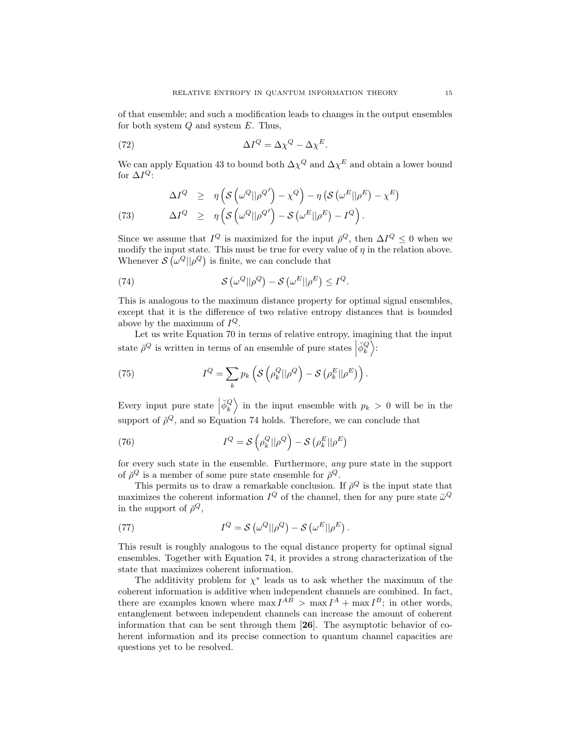of that ensemble; and such a modification leads to changes in the output ensembles for both system $Q$ and system $E$. Thus,

$$\Delta I^Q = \Delta \chi^Q - \Delta \chi^E. \tag{72}$$

We can apply Equation 43 to bound both $\Delta \chi^Q$ and $\Delta \chi^E$ and obtain a lower bound for $\Delta I^Q$:

$$\begin{aligned} \Delta I^Q &\geq \eta \left( \mathcal{S}\left(\omega^Q || \rho^{Q'}\right) - \chi^Q \right) - \eta \left( \mathcal{S}\left(\omega^E || \rho^E\right) - \chi^E \right) \\ \Delta I^Q &\geq \eta \left( \mathcal{S}\left(\omega^Q || \rho^{Q'}\right) - \mathcal{S}\left(\omega^E || \rho^E\right) - I^Q \right). \end{aligned} \tag{73}$$

Since we assume that $I^Q$ is maximized for the input $\breve{\rho}^Q$, then $\Delta I^Q \leq 0$ when we modify the input state. This must be true for every value of $\eta$ in the relation above. Whenever $\mathcal{S}\left(\omega^Q || \rho^Q\right)$ is finite, we can conclude that

$$\mathcal{S}\left(\omega^Q || \rho^Q\right) - \mathcal{S}\left(\omega^E || \rho^E\right) \leq I^Q. \tag{74}$$

This is analogous to the maximum distance property for optimal signal ensembles, except that it is the difference of two relative entropy distances that is bounded above by the maximum of $I^Q$.

Let us write Equation 70 in terms of relative entropy, imagining that the input state $\breve{\rho}^Q$ is written in terms of an ensemble of pure states $\left|\breve{\phi}_k^Q\right\rangle$:

$$I^Q = \sum_k p_k \left( \mathcal{S}\left(\rho_k^Q || \rho^Q\right) - \mathcal{S}\left(\rho_k^E || \rho^E\right) \right). \tag{75}$$

Every input pure state $\left|\breve{\phi}_k^Q\right\rangle$ in the input ensemble with $p_k > 0$ will be in the support of $\breve{\rho}^Q$, and so Equation 74 holds. Therefore, we can conclude that

$$I^Q = \mathcal{S}\left(\rho_k^Q || \rho^Q\right) - \mathcal{S}\left(\rho_k^E || \rho^E\right) \tag{76}$$

for every such state in the ensemble. Furthermore, *any* pure state in the support of $\breve{\rho}^Q$ is a member of some pure state ensemble for $\breve{\rho}^Q$.

This permits us to draw a remarkable conclusion. If $\breve{\rho}^Q$ is the input state that maximizes the coherent information $I^Q$ of the channel, then for any pure state $\breve{\omega}^Q$ in the support of $\breve{\rho}^Q$,

$$I^Q = \mathcal{S}\left(\omega^Q || \rho^Q\right) - \mathcal{S}\left(\omega^E || \rho^E\right). \tag{77}$$

This result is roughly analogous to the equal distance property for optimal signal ensembles. Together with Equation 74, it provides a strong characterization of the state that maximizes coherent information.

The additivity problem for $\chi^*$ leads us to ask whether the maximum of the coherent information is additive when independent channels are combined. In fact, there are examples known where $\max I^{AB} > \max I^A + \max I^B$; in other words, entanglement between independent channels can increase the amount of coherent information that can be sent through them [**26**]. The asymptotic behavior of coherent information and its precise connection to quantum channel capacities are questions yet to be resolved.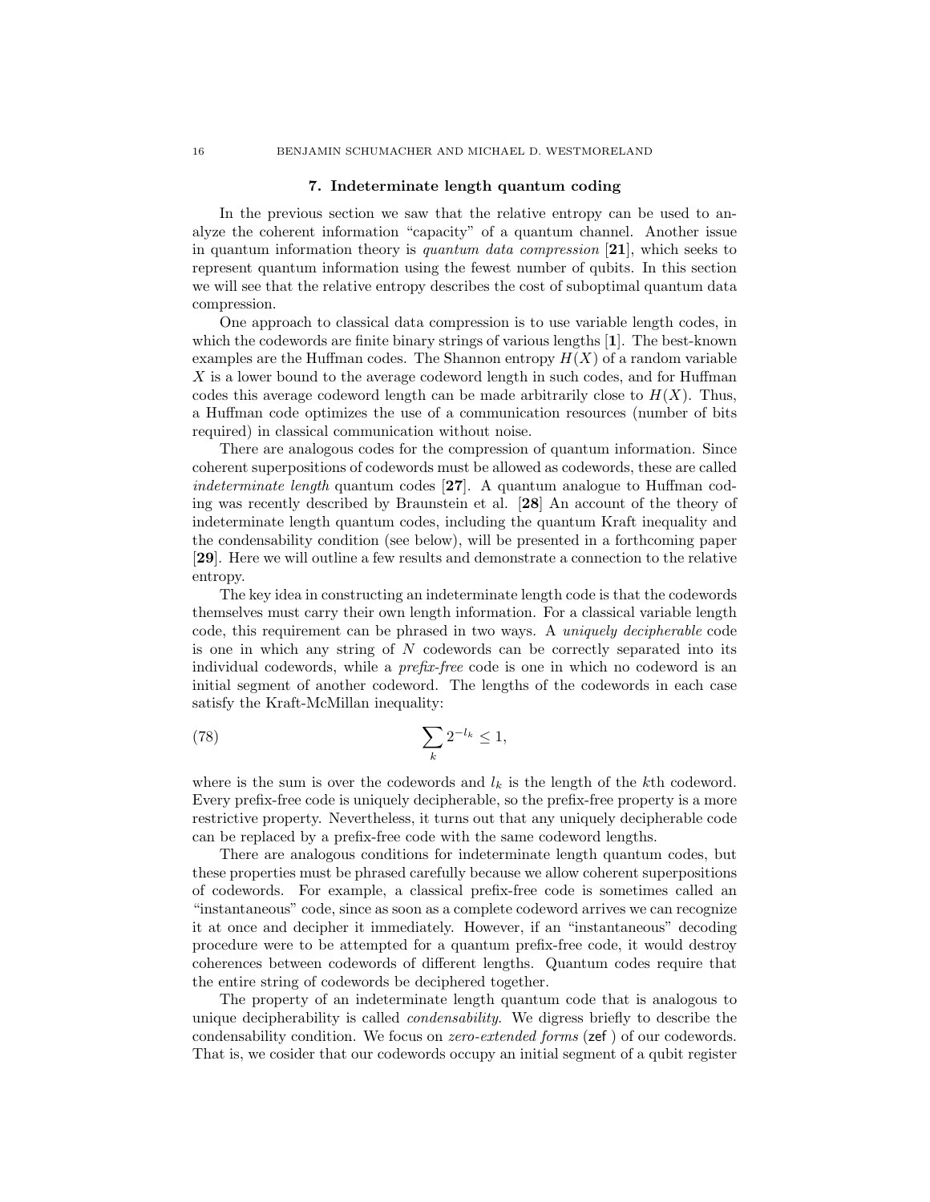## 7. Indeterminate length quantum coding

In the previous section we saw that the relative entropy can be used to analyze the coherent information "capacity" of a quantum channel. Another issue in quantum information theory is *quantum data compression* [**21**], which seeks to represent quantum information using the fewest number of qubits. In this section we will see that the relative entropy describes the cost of suboptimal quantum data compression.

One approach to classical data compression is to use variable length codes, in which the codewords are finite binary strings of various lengths [**1**]. The best-known examples are the Huffman codes. The Shannon entropy $H(X)$ of a random variable $X$ is a lower bound to the average codeword length in such codes, and for Huffman codes this average codeword length can be made arbitrarily close to $H(X)$. Thus, a Huffman code optimizes the use of a communication resources (number of bits required) in classical communication without noise.

There are analogous codes for the compression of quantum information. Since coherent superpositions of codewords must be allowed as codewords, these are called *indeterminate length* quantum codes [**27**]. A quantum analogue to Huffman coding was recently described by Braunstein et al. [**28**] An account of the theory of indeterminate length quantum codes, including the quantum Kraft inequality and the condensability condition (see below), will be presented in a forthcoming paper [**29**]. Here we will outline a few results and demonstrate a connection to the relative entropy.

The key idea in constructing an indeterminate length code is that the codewords themselves must carry their own length information. For a classical variable length code, this requirement can be phrased in two ways. A *uniquely decipherable* code is one in which any string of $N$ codewords can be correctly separated into its individual codewords, while a *prefix-free* code is one in which no codeword is an initial segment of another codeword. The lengths of the codewords in each case satisfy the Kraft-McMillan inequality:

$$\sum_k 2^{-l_k} \leq 1, \tag{78}$$

where is the sum is over the codewords and $l_k$ is the length of the $k$th codeword. Every prefix-free code is uniquely decipherable, so the prefix-free property is a more restrictive property. Nevertheless, it turns out that any uniquely decipherable code can be replaced by a prefix-free code with the same codeword lengths.

There are analogous conditions for indeterminate length quantum codes, but these properties must be phrased carefully because we allow coherent superpositions of codewords. For example, a classical prefix-free code is sometimes called an "instantaneous" code, since as soon as a complete codeword arrives we can recognize it at once and decipher it immediately. However, if an "instantaneous" decoding procedure were to be attempted for a quantum prefix-free code, it would destroy coherences between codewords of different lengths. Quantum codes require that the entire string of codewords be deciphered together.

The property of an indeterminate length quantum code that is analogous to unique decipherability is called *condensability*. We digress briefly to describe the condensability condition. We focus on *zero-extended forms* (zef ) of our codewords. That is, we cosider that our codewords occupy an initial segment of a qubit register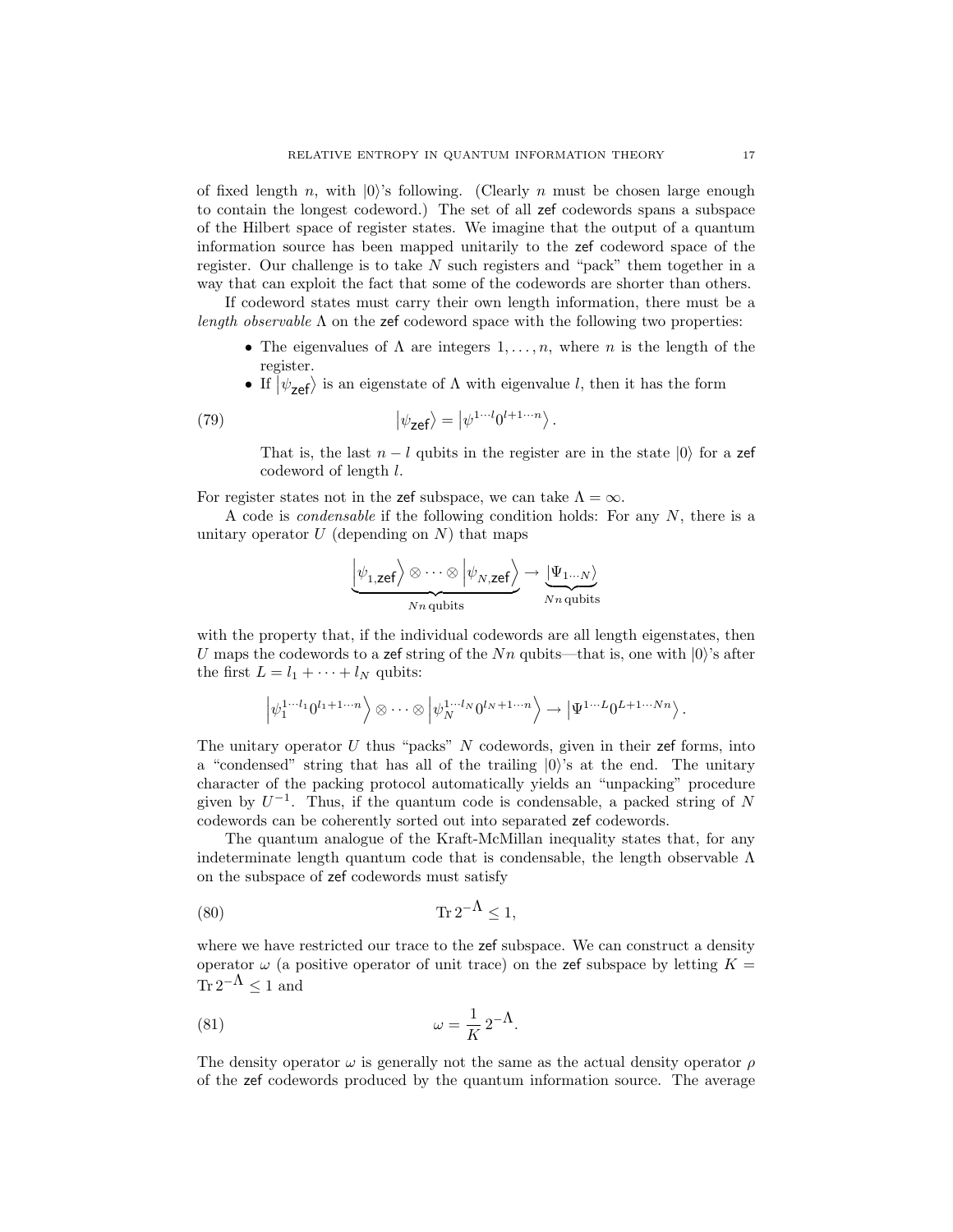of fixed length $n$, with $|0\rangle$'s following. (Clearly $n$ must be chosen large enough to contain the longest codeword.) The set of all zef codewords spans a subspace of the Hilbert space of register states. We imagine that the output of a quantum information source has been mapped unitarily to the zef codeword space of the register. Our challenge is to take $N$ such registers and "pack" them together in a way that can exploit the fact that some of the codewords are shorter than others.

If codeword states must carry their own length information, there must be a *length observable* $\Lambda$ on the zef codeword space with the following two properties:

- The eigenvalues of $\Lambda$ are integers $1, \ldots, n$, where $n$ is the length of the register.
- If $\left|\psi_{\mathsf{zef}}\right\rangle$ is an eigenstate of $\Lambda$ with eigenvalue $l$, then it has the form

$$\left|\psi_{\mathsf{zef}}\right\rangle = \left|\psi^{1\cdots l}0^{l+1\cdots n}\right\rangle. \tag{79}$$

  That is, the last $n-l$ qubits in the register are in the state $|0\rangle$ for a zef codeword of length $l$.

For register states not in the zef subspace, we can take $\Lambda = \infty$.

A code is *condensable* if the following condition holds: For any $N$, there is a unitary operator $U$ (depending on $N$) that maps

$$\underbrace{\left|\psi_{1,\mathsf{zef}}\right\rangle \otimes \cdots \otimes \left|\psi_{N,\mathsf{zef}}\right\rangle}_{Nn\,\text{qubits}} \rightarrow \underbrace{\left|\Psi_{1\cdots N}\right\rangle}_{Nn\,\text{qubits}}$$

with the property that, if the individual codewords are all length eigenstates, then $U$ maps the codewords to a zef string of the $Nn$ qubits—that is, one with $|0\rangle$'s after the first $L = l_1 + \cdots + l_N$ qubits:

$$\left|\psi_1^{1\cdots l_1}0^{l_1+1\cdots n}\right\rangle \otimes \cdots \otimes \left|\psi_N^{1\cdots l_N}0^{l_N+1\cdots n}\right\rangle \rightarrow \left|\Psi^{1\cdots L}0^{L+1\cdots Nn}\right\rangle.$$

The unitary operator $U$ thus "packs" $N$ codewords, given in their zef forms, into a "condensed" string that has all of the trailing $|0\rangle$'s at the end. The unitary character of the packing protocol automatically yields an "unpacking" procedure given by $U^{-1}$. Thus, if the quantum code is condensable, a packed string of $N$ codewords can be coherently sorted out into separated zef codewords.

The quantum analogue of the Kraft-McMillan inequality states that, for any indeterminate length quantum code that is condensable, the length observable $\Lambda$ on the subspace of zef codewords must satisfy

$$\operatorname{Tr} 2^{-\Lambda} \leq 1, \tag{80}$$

where we have restricted our trace to the zef subspace. We can construct a density operator $\omega$ (a positive operator of unit trace) on the zef subspace by letting $K = \operatorname{Tr} 2^{-\Lambda} \leq 1$ and

$$\omega = \frac{1}{K}\, 2^{-\Lambda}. \tag{81}$$

The density operator $\omega$ is generally not the same as the actual density operator $\rho$ of the zef codewords produced by the quantum information source. The average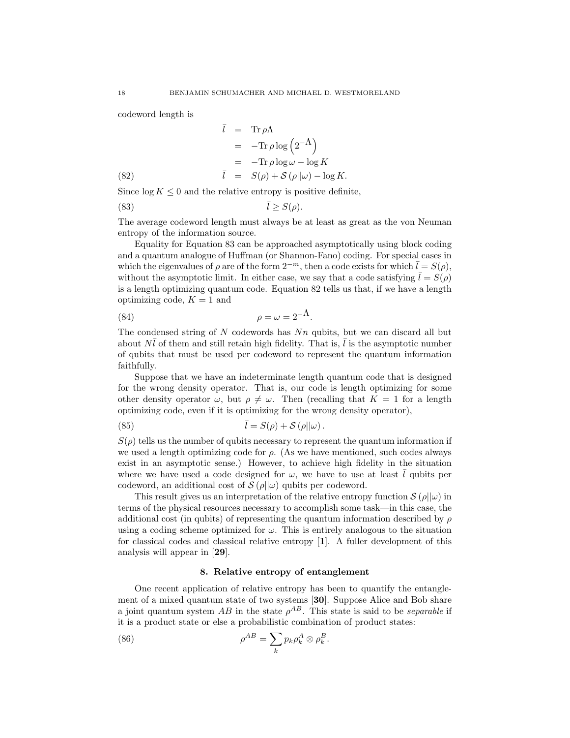codeword length is

$$
\begin{aligned}
\bar{l} &= \operatorname{Tr} \rho \Lambda \\
&= -\operatorname{Tr} \rho \log \left(2^{-\Lambda}\right) \\
&= -\operatorname{Tr} \rho \log \omega - \log K \\
\bar{l} &= S(\rho) + \mathcal{S}\left(\rho || \omega\right) - \log K.
\end{aligned} \tag{82}
$$

Since $\log K \leq 0$ and the relative entropy is positive definite,

$$
\bar{l} \geq S(\rho). \tag{83}
$$

The average codeword length must always be at least as great as the von Neuman entropy of the information source.

Equality for Equation 83 can be approached asymptotically using block coding and a quantum analogue of Huffman (or Shannon-Fano) coding. For special cases in which the eigenvalues of $\rho$ are of the form $2^{-m}$, then a code exists for which $\bar{l} = S(\rho)$, without the asymptotic limit. In either case, we say that a code satisfying $\bar{l} = S(\rho)$ is a length optimizing quantum code. Equation 82 tells us that, if we have a length optimizing code, $K = 1$ and

$$
\rho = \omega = 2^{-\Lambda}. \tag{84}
$$

The condensed string of $N$ codewords has $Nn$ qubits, but we can discard all but about $N\bar{l}$ of them and still retain high fidelity. That is, $\bar{l}$ is the asymptotic number of qubits that must be used per codeword to represent the quantum information faithfully.

Suppose that we have an indeterminate length quantum code that is designed for the wrong density operator. That is, our code is length optimizing for some other density operator $\omega$, but $\rho \neq \omega$. Then (recalling that $K = 1$ for a length optimizing code, even if it is optimizing for the wrong density operator),

$$
\bar{l} = S(\rho) + \mathcal{S}\left(\rho || \omega\right). \tag{85}
$$

$S(\rho)$ tells us the number of qubits necessary to represent the quantum information if we used a length optimizing code for $\rho$. (As we have mentioned, such codes always exist in an asymptotic sense.) However, to achieve high fidelity in the situation where we have used a code designed for $\omega$, we have to use at least $\bar{l}$ qubits per codeword, an additional cost of $\mathcal{S}\left(\rho || \omega\right)$ qubits per codeword.

This result gives us an interpretation of the relative entropy function $\mathcal{S}\left(\rho || \omega\right)$ in terms of the physical resources necessary to accomplish some task—in this case, the additional cost (in qubits) of representing the quantum information described by $\rho$ using a coding scheme optimized for $\omega$. This is entirely analogous to the situation for classical codes and classical relative entropy [**1**]. A fuller development of this analysis will appear in [**29**].

## 8. Relative entropy of entanglement

One recent application of relative entropy has been to quantify the entanglement of a mixed quantum state of two systems [**30**]. Suppose Alice and Bob share a joint quantum system $AB$ in the state $\rho^{AB}$. This state is said to be *separable* if it is a product state or else a probabilistic combination of product states:

$$
\rho^{AB} = \sum_k p_k \rho_k^A \otimes \rho_k^B. \tag{86}
$$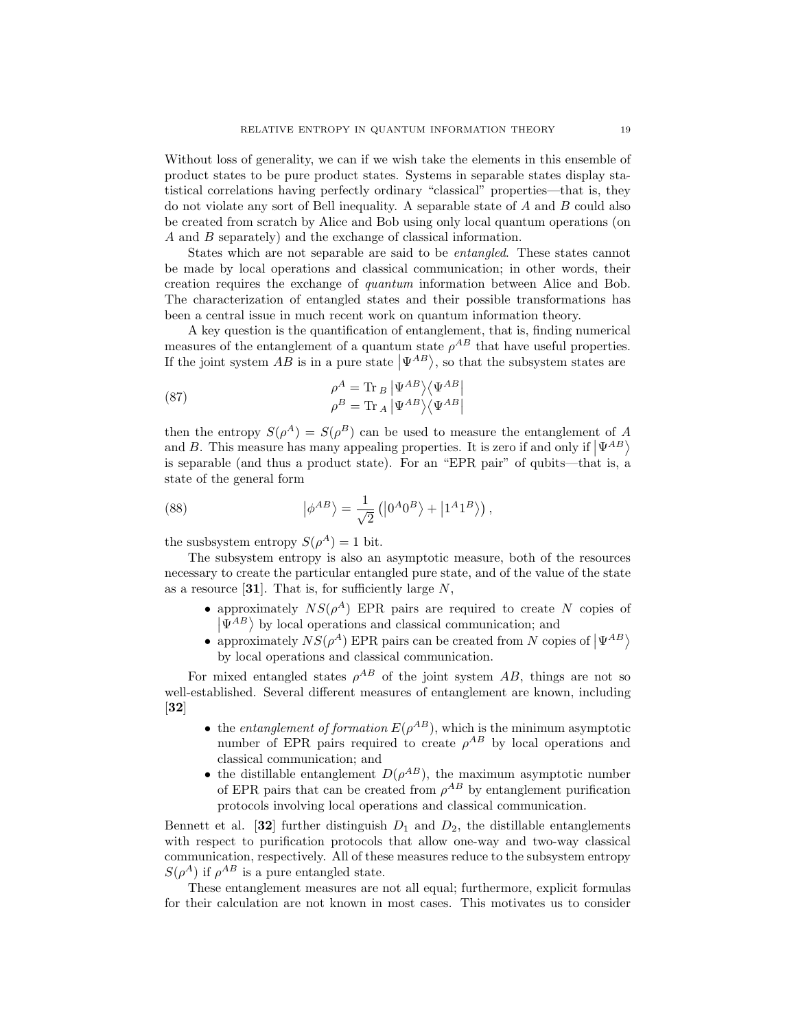Without loss of generality, we can if we wish take the elements in this ensemble of product states to be pure product states. Systems in separable states display statistical correlations having perfectly ordinary "classical" properties—that is, they do not violate any sort of Bell inequality. A separable state of $A$ and $B$ could also be created from scratch by Alice and Bob using only local quantum operations (on $A$ and $B$ separately) and the exchange of classical information.

States which are not separable are said to be *entangled*. These states cannot be made by local operations and classical communication; in other words, their creation requires the exchange of *quantum* information between Alice and Bob. The characterization of entangled states and their possible transformations has been a central issue in much recent work on quantum information theory.

A key question is the quantification of entanglement, that is, finding numerical measures of the entanglement of a quantum state $\rho^{AB}$ that have useful properties. If the joint system $AB$ is in a pure state $|\Psi^{AB}\rangle$, so that the subsystem states are

$$\begin{aligned} \rho^A &= \mathrm{Tr}_B \left|\Psi^{AB}\right\rangle\!\left\langle\Psi^{AB}\right| \\ \rho^B &= \mathrm{Tr}_A \left|\Psi^{AB}\right\rangle\!\left\langle\Psi^{AB}\right| \end{aligned} \tag{87}$$

then the entropy $S(\rho^A) = S(\rho^B)$ can be used to measure the entanglement of $A$ and $B$. This measure has many appealing properties. It is zero if and only if $|\Psi^{AB}\rangle$ is separable (and thus a product state). For an "EPR pair" of qubits—that is, a state of the general form

$$\left|\phi^{AB}\right\rangle = \frac{1}{\sqrt{2}}\left(\left|0^A 0^B\right\rangle + \left|1^A 1^B\right\rangle\right), \tag{88}$$

the susbsystem entropy $S(\rho^A) = 1$ bit.

The subsystem entropy is also an asymptotic measure, both of the resources necessary to create the particular entangled pure state, and of the value of the state as a resource [**31**]. That is, for sufficiently large $N$,

- approximately $NS(\rho^A)$ EPR pairs are required to create $N$ copies of $|\Psi^{AB}\rangle$ by local operations and classical communication; and
- approximately $NS(\rho^A)$ EPR pairs can be created from $N$ copies of $|\Psi^{AB}\rangle$ by local operations and classical communication.

For mixed entangled states $\rho^{AB}$ of the joint system $AB$, things are not so well-established. Several different measures of entanglement are known, including [**32**]

- the *entanglement of formation* $E(\rho^{AB})$, which is the minimum asymptotic number of EPR pairs required to create $\rho^{AB}$ by local operations and classical communication; and
- the distillable entanglement $D(\rho^{AB})$, the maximum asymptotic number of EPR pairs that can be created from $\rho^{AB}$ by entanglement purification protocols involving local operations and classical communication.

Bennett et al. [**32**] further distinguish $D_1$ and $D_2$, the distillable entanglements with respect to purification protocols that allow one-way and two-way classical communication, respectively. All of these measures reduce to the subsystem entropy $S(\rho^A)$ if $\rho^{AB}$ is a pure entangled state.

These entanglement measures are not all equal; furthermore, explicit formulas for their calculation are not known in most cases. This motivates us to consider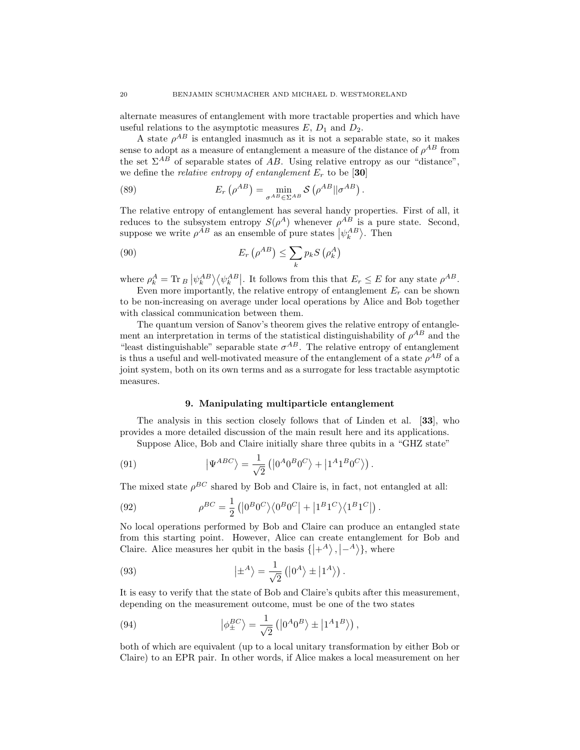alternate measures of entanglement with more tractable properties and which have useful relations to the asymptotic measures $E$, $D_1$ and $D_2$.

A state $\rho^{AB}$ is entangled inasmuch as it is not a separable state, so it makes sense to adopt as a measure of entanglement a measure of the distance of $\rho^{AB}$ from the set $\Sigma^{AB}$ of separable states of $AB$. Using relative entropy as our "distance", we define the *relative entropy of entanglement* $E_r$ to be [**30**]

$$E_r\left(\rho^{AB}\right) = \min_{\sigma^{AB}\in\Sigma^{AB}} \mathcal{S}\left(\rho^{AB}||\sigma^{AB}\right). \tag{89}$$

The relative entropy of entanglement has several handy properties. First of all, it reduces to the subsystem entropy $S(\rho^A)$ whenever $\rho^{AB}$ is a pure state. Second, suppose we write $\rho^{AB}$ as an ensemble of pure states $\left|\psi_k^{AB}\right\rangle$. Then

$$E_r\left(\rho^{AB}\right) \leq \sum_k p_k S\left(\rho_k^A\right) \tag{90}$$

where $\rho_k^A = \mathrm{Tr}_B \left|\psi_k^{AB}\right\rangle\!\left\langle\psi_k^{AB}\right|$. It follows from this that $E_r \leq E$ for any state $\rho^{AB}$.

Even more importantly, the relative entropy of entanglement $E_r$ can be shown to be non-increasing on average under local operations by Alice and Bob together with classical communication between them.

The quantum version of Sanov's theorem gives the relative entropy of entanglement an interpretation in terms of the statistical distinguishability of $\rho^{AB}$ and the "least distinguishable" separable state $\sigma^{AB}$. The relative entropy of entanglement is thus a useful and well-motivated measure of the entanglement of a state $\rho^{AB}$ of a joint system, both on its own terms and as a surrogate for less tractable asymptotic measures.

## 9. Manipulating multiparticle entanglement

The analysis in this section closely follows that of Linden et al. [**33**], who provides a more detailed discussion of the main result here and its applications.

Suppose Alice, Bob and Claire initially share three qubits in a "GHZ state"

$$\left|\Psi^{ABC}\right\rangle = \frac{1}{\sqrt{2}}\left(\left|0^A 0^B 0^C\right\rangle + \left|1^A 1^B 0^C\right\rangle\right). \tag{91}$$

The mixed state $\rho^{BC}$ shared by Bob and Claire is, in fact, not entangled at all:

$$\rho^{BC} = \frac{1}{2}\left(\left|0^B 0^C\right\rangle\!\left\langle 0^B 0^C\right| + \left|1^B 1^C\right\rangle\!\left\langle 1^B 1^C\right|\right). \tag{92}$$

No local operations performed by Bob and Claire can produce an entangled state from this starting point. However, Alice can create entanglement for Bob and Claire. Alice measures her qubit in the basis $\{\left|+^A\right\rangle, \left|-^A\right\rangle\}$, where

$$\left|\pm^A\right\rangle = \frac{1}{\sqrt{2}}\left(\left|0^A\right\rangle \pm \left|1^A\right\rangle\right). \tag{93}$$

It is easy to verify that the state of Bob and Claire's qubits after this measurement, depending on the measurement outcome, must be one of the two states

$$\left|\phi_\pm^{BC}\right\rangle = \frac{1}{\sqrt{2}}\left(\left|0^A 0^B\right\rangle \pm \left|1^A 1^B\right\rangle\right), \tag{94}$$

both of which are equivalent (up to a local unitary transformation by either Bob or Claire) to an EPR pair. In other words, if Alice makes a local measurement on her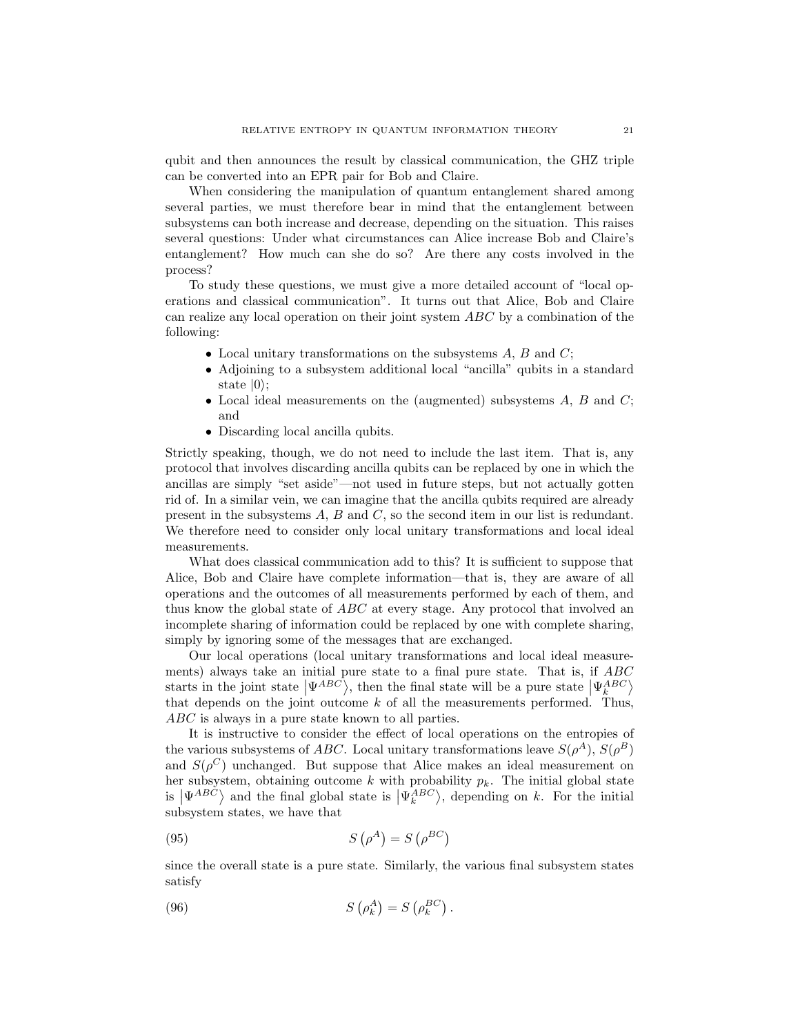qubit and then announces the result by classical communication, the GHZ triple can be converted into an EPR pair for Bob and Claire.

When considering the manipulation of quantum entanglement shared among several parties, we must therefore bear in mind that the entanglement between subsystems can both increase and decrease, depending on the situation. This raises several questions: Under what circumstances can Alice increase Bob and Claire's entanglement? How much can she do so? Are there any costs involved in the process?

To study these questions, we must give a more detailed account of "local operations and classical communication". It turns out that Alice, Bob and Claire can realize any local operation on their joint system $ABC$ by a combination of the following:

- Local unitary transformations on the subsystems $A$, $B$ and $C$;
- Adjoining to a subsystem additional local "ancilla" qubits in a standard state $|0\rangle$;
- Local ideal measurements on the (augmented) subsystems $A$, $B$ and $C$; and
- Discarding local ancilla qubits.

Strictly speaking, though, we do not need to include the last item. That is, any protocol that involves discarding ancilla qubits can be replaced by one in which the ancillas are simply "set aside"—not used in future steps, but not actually gotten rid of. In a similar vein, we can imagine that the ancilla qubits required are already present in the subsystems $A$, $B$ and $C$, so the second item in our list is redundant. We therefore need to consider only local unitary transformations and local ideal measurements.

What does classical communication add to this? It is sufficient to suppose that Alice, Bob and Claire have complete information—that is, they are aware of all operations and the outcomes of all measurements performed by each of them, and thus know the global state of $ABC$ at every stage. Any protocol that involved an incomplete sharing of information could be replaced by one with complete sharing, simply by ignoring some of the messages that are exchanged.

Our local operations (local unitary transformations and local ideal measurements) always take an initial pure state to a final pure state. That is, if $ABC$ starts in the joint state $\left|\Psi^{ABC}\right\rangle$, then the final state will be a pure state $\left|\Psi_k^{ABC}\right\rangle$ that depends on the joint outcome $k$ of all the measurements performed. Thus, $ABC$ is always in a pure state known to all parties.

It is instructive to consider the effect of local operations on the entropies of the various subsystems of $ABC$. Local unitary transformations leave $S(\rho^A)$, $S(\rho^B)$ and $S(\rho^C)$ unchanged. But suppose that Alice makes an ideal measurement on her subsystem, obtaining outcome $k$ with probability $p_k$. The initial global state is $\left|\Psi^{ABC}\right\rangle$ and the final global state is $\left|\Psi_k^{ABC}\right\rangle$, depending on $k$. For the initial subsystem states, we have that

$$S\left(\rho^A\right) = S\left(\rho^{BC}\right) \tag{95}$$

since the overall state is a pure state. Similarly, the various final subsystem states satisfy

$$S\left(\rho_k^A\right) = S\left(\rho_k^{BC}\right). \tag{96}$$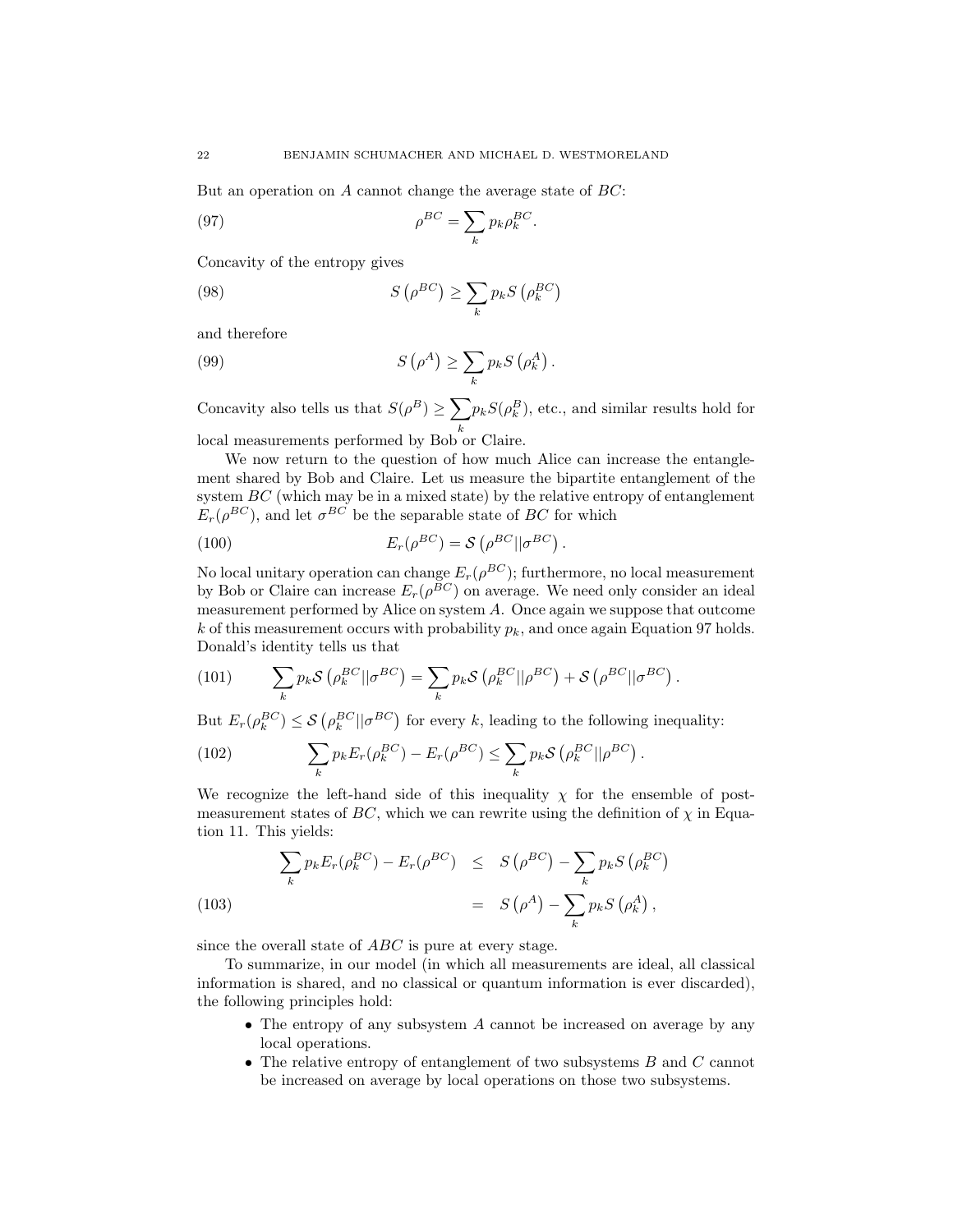But an operation on $A$ cannot change the average state of $BC$:

$$\rho^{BC} = \sum_k p_k \rho_k^{BC}. \tag{97}$$

Concavity of the entropy gives

$$S\left(\rho^{BC}\right) \geq \sum_k p_k S\left(\rho_k^{BC}\right) \tag{98}$$

and therefore

$$S\left(\rho^{A}\right) \geq \sum_k p_k S\left(\rho_k^{A}\right). \tag{99}$$

Concavity also tells us that $S(\rho^B) \geq \sum_k p_k S(\rho_k^B)$, etc., and similar results hold for local measurements performed by Bob or Claire.

We now return to the question of how much Alice can increase the entanglement shared by Bob and Claire. Let us measure the bipartite entanglement of the system $BC$ (which may be in a mixed state) by the relative entropy of entanglement $E_r(\rho^{BC})$, and let $\sigma^{BC}$ be the separable state of $BC$ for which

$$E_r(\rho^{BC}) = \mathcal{S}\left(\rho^{BC} || \sigma^{BC}\right). \tag{100}$$

No local unitary operation can change $E_r(\rho^{BC})$; furthermore, no local measurement by Bob or Claire can increase $E_r(\rho^{BC})$ on average. We need only consider an ideal measurement performed by Alice on system $A$. Once again we suppose that outcome $k$ of this measurement occurs with probability $p_k$, and once again Equation 97 holds. Donald's identity tells us that

$$\sum_k p_k \mathcal{S}\left(\rho_k^{BC} || \sigma^{BC}\right) = \sum_k p_k \mathcal{S}\left(\rho_k^{BC} || \rho^{BC}\right) + \mathcal{S}\left(\rho^{BC} || \sigma^{BC}\right). \tag{101}$$

But $E_r(\rho_k^{BC}) \leq \mathcal{S}\left(\rho_k^{BC} || \sigma^{BC}\right)$ for every $k$, leading to the following inequality:

$$\sum_k p_k E_r(\rho_k^{BC}) - E_r(\rho^{BC}) \leq \sum_k p_k \mathcal{S}\left(\rho_k^{BC} || \rho^{BC}\right). \tag{102}$$

We recognize the left-hand side of this inequality $\chi$ for the ensemble of post-measurement states of $BC$, which we can rewrite using the definition of $\chi$ in Equation 11. This yields:

$$\begin{aligned} \sum_k p_k E_r(\rho_k^{BC}) - E_r(\rho^{BC}) &\leq S\left(\rho^{BC}\right) - \sum_k p_k S\left(\rho_k^{BC}\right) \\ &= S\left(\rho^{A}\right) - \sum_k p_k S\left(\rho_k^{A}\right), \end{aligned} \tag{103}$$

since the overall state of $ABC$ is pure at every stage.

To summarize, in our model (in which all measurements are ideal, all classical information is shared, and no classical or quantum information is ever discarded), the following principles hold:

- The entropy of any subsystem $A$ cannot be increased on average by any local operations.
- The relative entropy of entanglement of two subsystems $B$ and $C$ cannot be increased on average by local operations on those two subsystems.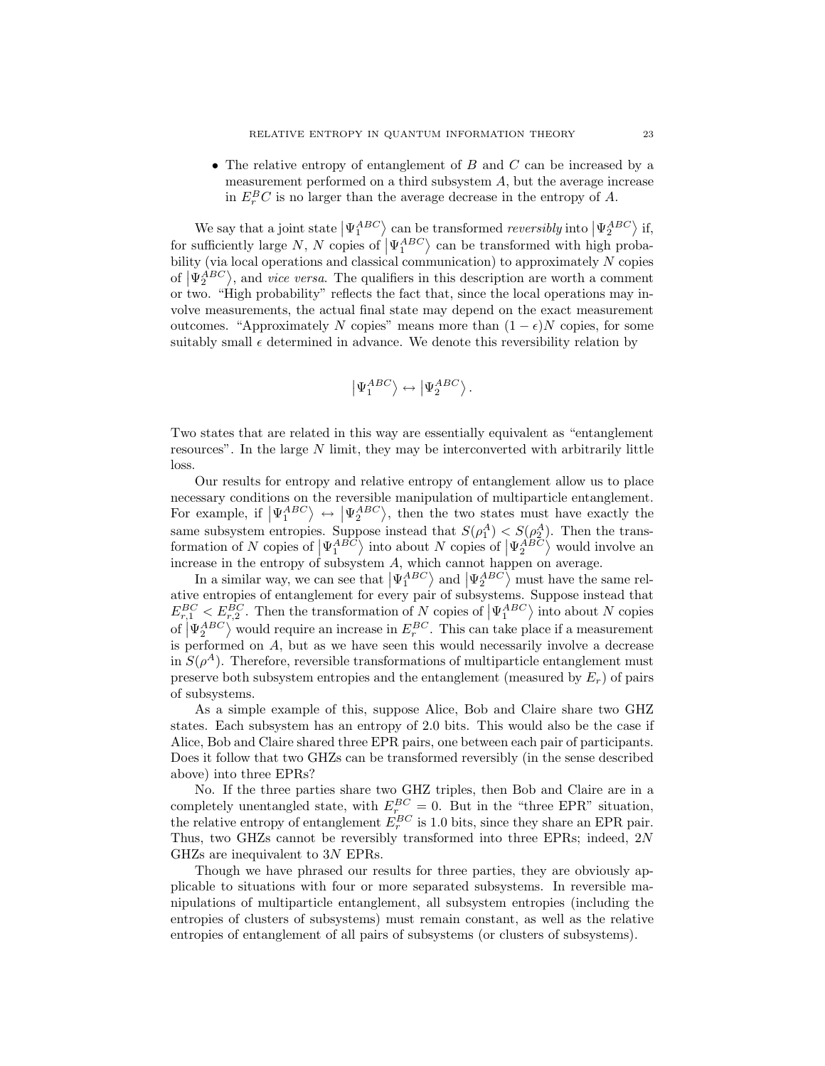- The relative entropy of entanglement of $B$ and $C$ can be increased by a measurement performed on a third subsystem $A$, but the average increase in $E_r^B C$ is no larger than the average decrease in the entropy of $A$.

We say that a joint state $\left|\Psi_1^{ABC}\right\rangle$ can be transformed *reversibly* into $\left|\Psi_2^{ABC}\right\rangle$ if, for sufficiently large $N$, $N$ copies of $\left|\Psi_1^{ABC}\right\rangle$ can be transformed with high probability (via local operations and classical communication) to approximately $N$ copies of $\left|\Psi_2^{ABC}\right\rangle$, and *vice versa*. The qualifiers in this description are worth a comment or two. "High probability" reflects the fact that, since the local operations may involve measurements, the actual final state may depend on the exact measurement outcomes. "Approximately $N$ copies" means more than $(1-\epsilon)N$ copies, for some suitably small $\epsilon$ determined in advance. We denote this reversibility relation by

$$\left|\Psi_1^{ABC}\right\rangle \leftrightarrow \left|\Psi_2^{ABC}\right\rangle.$$

Two states that are related in this way are essentially equivalent as "entanglement resources". In the large $N$ limit, they may be interconverted with arbitrarily little loss.

Our results for entropy and relative entropy of entanglement allow us to place necessary conditions on the reversible manipulation of multiparticle entanglement. For example, if $\left|\Psi_1^{ABC}\right\rangle \leftrightarrow \left|\Psi_2^{ABC}\right\rangle$, then the two states must have exactly the same subsystem entropies. Suppose instead that $S(\rho_1^A) < S(\rho_2^A)$. Then the transformation of $N$ copies of $\left|\Psi_1^{ABC}\right\rangle$ into about $N$ copies of $\left|\Psi_2^{ABC}\right\rangle$ would involve an increase in the entropy of subsystem $A$, which cannot happen on average.

In a similar way, we can see that $\left|\Psi_1^{ABC}\right\rangle$ and $\left|\Psi_2^{ABC}\right\rangle$ must have the same relative entropies of entanglement for every pair of subsystems. Suppose instead that $E_{r,1}^{BC} < E_{r,2}^{BC}$. Then the transformation of $N$ copies of $\left|\Psi_1^{ABC}\right\rangle$ into about $N$ copies of $\left|\Psi_2^{ABC}\right\rangle$ would require an increase in $E_r^{BC}$. This can take place if a measurement is performed on $A$, but as we have seen this would necessarily involve a decrease in $S(\rho^A)$. Therefore, reversible transformations of multiparticle entanglement must preserve both subsystem entropies and the entanglement (measured by $E_r$) of pairs of subsystems.

As a simple example of this, suppose Alice, Bob and Claire share two GHZ states. Each subsystem has an entropy of 2.0 bits. This would also be the case if Alice, Bob and Claire shared three EPR pairs, one between each pair of participants. Does it follow that two GHZs can be transformed reversibly (in the sense described above) into three EPRs?

No. If the three parties share two GHZ triples, then Bob and Claire are in a completely unentangled state, with $E_r^{BC} = 0$. But in the "three EPR" situation, the relative entropy of entanglement $E_r^{BC}$ is 1.0 bits, since they share an EPR pair. Thus, two GHZs cannot be reversibly transformed into three EPRs; indeed, $2N$ GHZs are inequivalent to $3N$ EPRs.

Though we have phrased our results for three parties, they are obviously applicable to situations with four or more separated subsystems. In reversible manipulations of multiparticle entanglement, all subsystem entropies (including the entropies of clusters of subsystems) must remain constant, as well as the relative entropies of entanglement of all pairs of subsystems (or clusters of subsystems).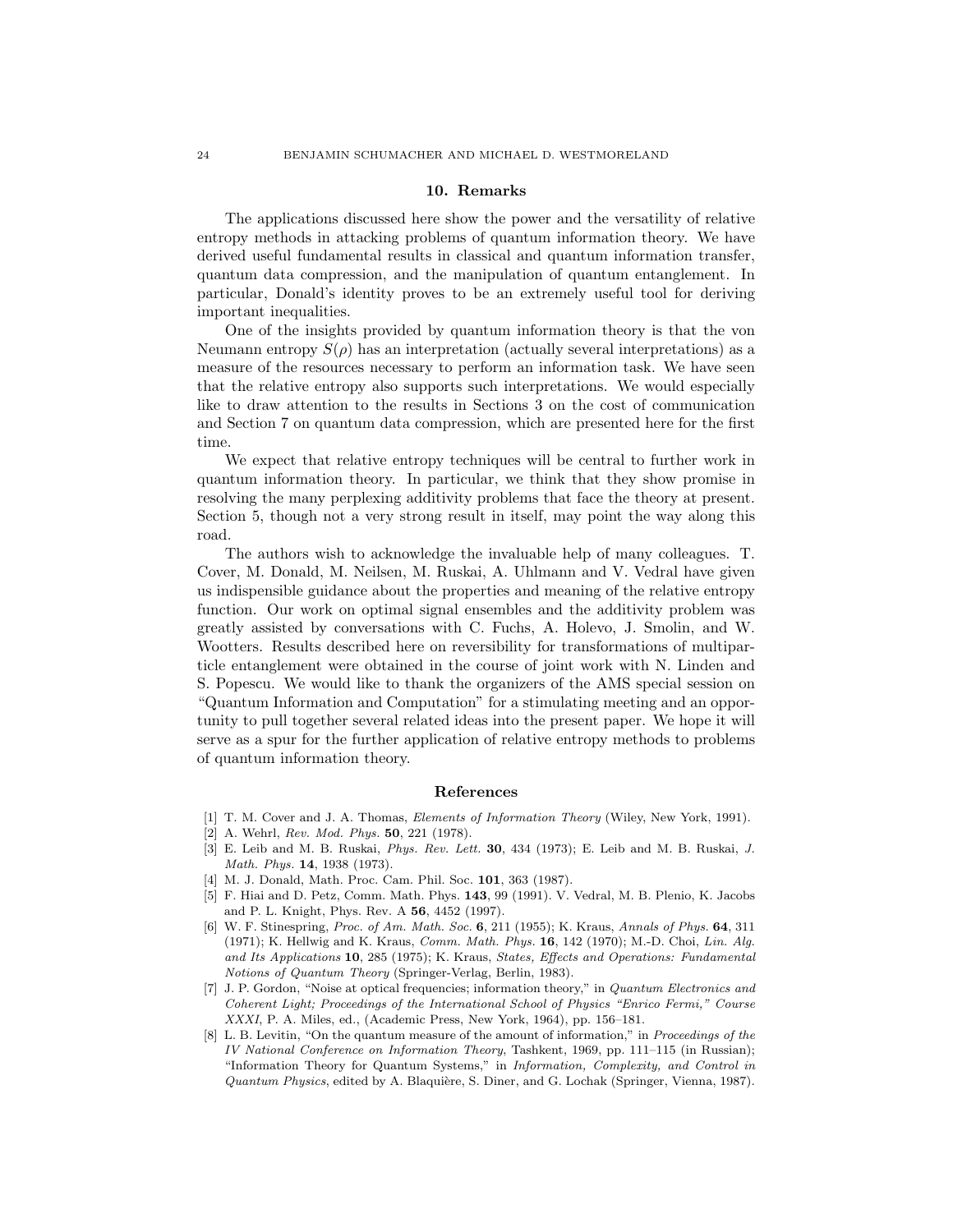## 10. Remarks

The applications discussed here show the power and the versatility of relative entropy methods in attacking problems of quantum information theory. We have derived useful fundamental results in classical and quantum information transfer, quantum data compression, and the manipulation of quantum entanglement. In particular, Donald's identity proves to be an extremely useful tool for deriving important inequalities.

One of the insights provided by quantum information theory is that the von Neumann entropy $S(\rho)$ has an interpretation (actually several interpretations) as a measure of the resources necessary to perform an information task. We have seen that the relative entropy also supports such interpretations. We would especially like to draw attention to the results in Sections 3 on the cost of communication and Section 7 on quantum data compression, which are presented here for the first time.

We expect that relative entropy techniques will be central to further work in quantum information theory. In particular, we think that they show promise in resolving the many perplexing additivity problems that face the theory at present. Section 5, though not a very strong result in itself, may point the way along this road.

The authors wish to acknowledge the invaluable help of many colleagues. T. Cover, M. Donald, M. Neilsen, M. Ruskai, A. Uhlmann and V. Vedral have given us indispensible guidance about the properties and meaning of the relative entropy function. Our work on optimal signal ensembles and the additivity problem was greatly assisted by conversations with C. Fuchs, A. Holevo, J. Smolin, and W. Wootters. Results described here on reversibility for transformations of multiparticle entanglement were obtained in the course of joint work with N. Linden and S. Popescu. We would like to thank the organizers of the AMS special session on "Quantum Information and Computation" for a stimulating meeting and an opportunity to pull together several related ideas into the present paper. We hope it will serve as a spur for the further application of relative entropy methods to problems of quantum information theory.

## References

[1] T. M. Cover and J. A. Thomas, *Elements of Information Theory* (Wiley, New York, 1991).

[2] A. Wehrl, *Rev. Mod. Phys.* **50**, 221 (1978).

[3] E. Leib and M. B. Ruskai, *Phys. Rev. Lett.* **30**, 434 (1973); E. Leib and M. B. Ruskai, *J. Math. Phys.* **14**, 1938 (1973).

[4] M. J. Donald, Math. Proc. Cam. Phil. Soc. **101**, 363 (1987).

[5] F. Hiai and D. Petz, Comm. Math. Phys. **143**, 99 (1991). V. Vedral, M. B. Plenio, K. Jacobs and P. L. Knight, Phys. Rev. A **56**, 4452 (1997).

[6] W. F. Stinespring, *Proc. of Am. Math. Soc.* **6**, 211 (1955); K. Kraus, *Annals of Phys.* **64**, 311 (1971); K. Hellwig and K. Kraus, *Comm. Math. Phys.* **16**, 142 (1970); M.-D. Choi, *Lin. Alg. and Its Applications* **10**, 285 (1975); K. Kraus, *States, Effects and Operations: Fundamental Notions of Quantum Theory* (Springer-Verlag, Berlin, 1983).

[7] J. P. Gordon, "Noise at optical frequencies; information theory," in *Quantum Electronics and Coherent Light; Proceedings of the International School of Physics "Enrico Fermi," Course XXXI*, P. A. Miles, ed., (Academic Press, New York, 1964), pp. 156–181.

[8] L. B. Levitin, "On the quantum measure of the amount of information," in *Proceedings of the IV National Conference on Information Theory*, Tashkent, 1969, pp. 111–115 (in Russian); "Information Theory for Quantum Systems," in *Information, Complexity, and Control in Quantum Physics*, edited by A. Blaquière, S. Diner, and G. Lochak (Springer, Vienna, 1987).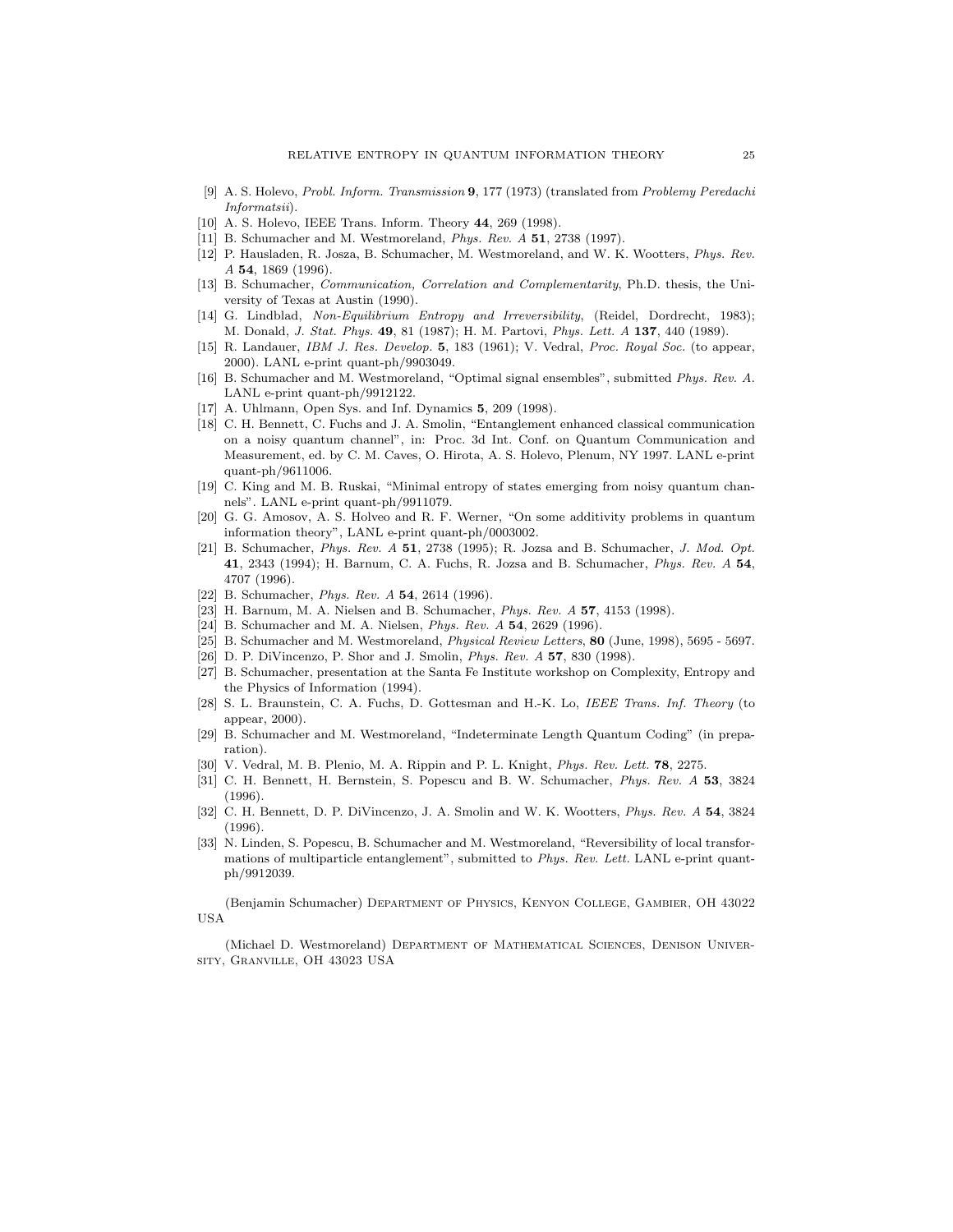[9] A. S. Holevo, *Probl. Inform. Transmission* **9**, 177 (1973) (translated from *Problemy Peredachi Informatsii*).

[10] A. S. Holevo, IEEE Trans. Inform. Theory **44**, 269 (1998).

[11] B. Schumacher and M. Westmoreland, *Phys. Rev. A* **51**, 2738 (1997).

[12] P. Hausladen, R. Josza, B. Schumacher, M. Westmoreland, and W. K. Wootters, *Phys. Rev. A* **54**, 1869 (1996).

[13] B. Schumacher, *Communication, Correlation and Complementarity*, Ph.D. thesis, the University of Texas at Austin (1990).

[14] G. Lindblad, *Non-Equilibrium Entropy and Irreversibility*, (Reidel, Dordrecht, 1983); M. Donald, *J. Stat. Phys.* **49**, 81 (1987); H. M. Partovi, *Phys. Lett. A* **137**, 440 (1989).

[15] R. Landauer, *IBM J. Res. Develop.* **5**, 183 (1961); V. Vedral, *Proc. Royal Soc.* (to appear, 2000). LANL e-print quant-ph/9903049.

[16] B. Schumacher and M. Westmoreland, "Optimal signal ensembles", submitted *Phys. Rev. A*. LANL e-print quant-ph/9912122.

[17] A. Uhlmann, Open Sys. and Inf. Dynamics **5**, 209 (1998).

[18] C. H. Bennett, C. Fuchs and J. A. Smolin, "Entanglement enhanced classical communication on a noisy quantum channel", in: Proc. 3d Int. Conf. on Quantum Communication and Measurement, ed. by C. M. Caves, O. Hirota, A. S. Holevo, Plenum, NY 1997. LANL e-print quant-ph/9611006.

[19] C. King and M. B. Ruskai, "Minimal entropy of states emerging from noisy quantum channels". LANL e-print quant-ph/9911079.

[20] G. G. Amosov, A. S. Holveo and R. F. Werner, "On some additivity problems in quantum information theory", LANL e-print quant-ph/0003002.

[21] B. Schumacher, *Phys. Rev. A* **51**, 2738 (1995); R. Jozsa and B. Schumacher, *J. Mod. Opt.* **41**, 2343 (1994); H. Barnum, C. A. Fuchs, R. Jozsa and B. Schumacher, *Phys. Rev. A* **54**, 4707 (1996).

[22] B. Schumacher, *Phys. Rev. A* **54**, 2614 (1996).

[23] H. Barnum, M. A. Nielsen and B. Schumacher, *Phys. Rev. A* **57**, 4153 (1998).

[24] B. Schumacher and M. A. Nielsen, *Phys. Rev. A* **54**, 2629 (1996).

[25] B. Schumacher and M. Westmoreland, *Physical Review Letters*, **80** (June, 1998), 5695 - 5697.

[26] D. P. DiVincenzo, P. Shor and J. Smolin, *Phys. Rev. A* **57**, 830 (1998).

[27] B. Schumacher, presentation at the Santa Fe Institute workshop on Complexity, Entropy and the Physics of Information (1994).

[28] S. L. Braunstein, C. A. Fuchs, D. Gottesman and H.-K. Lo, *IEEE Trans. Inf. Theory* (to appear, 2000).

[29] B. Schumacher and M. Westmoreland, "Indeterminate Length Quantum Coding" (in preparation).

[30] V. Vedral, M. B. Plenio, M. A. Rippin and P. L. Knight, *Phys. Rev. Lett.* **78**, 2275.

[31] C. H. Bennett, H. Bernstein, S. Popescu and B. W. Schumacher, *Phys. Rev. A* **53**, 3824 (1996).

[32] C. H. Bennett, D. P. DiVincenzo, J. A. Smolin and W. K. Wootters, *Phys. Rev. A* **54**, 3824 (1996).

[33] N. Linden, S. Popescu, B. Schumacher and M. Westmoreland, "Reversibility of local transformations of multiparticle entanglement", submitted to *Phys. Rev. Lett.* LANL e-print quant-ph/9912039.

(Benjamin Schumacher) Department of Physics, Kenyon College, Gambier, OH 43022 USA

(Michael D. Westmoreland) Department of Mathematical Sciences, Denison University, Granville, OH 43023 USA